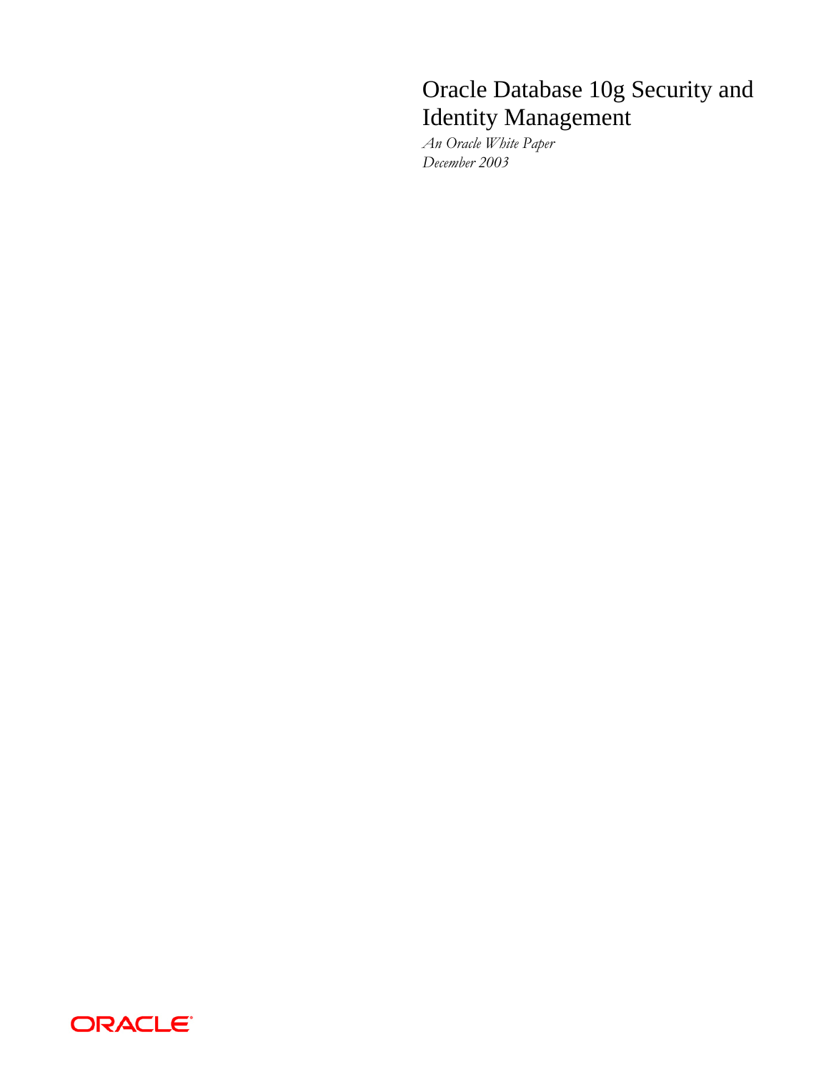# Oracle Database 10g Security and Identity Management

*An Oracle White Paper*
*December 2003*

ORACLE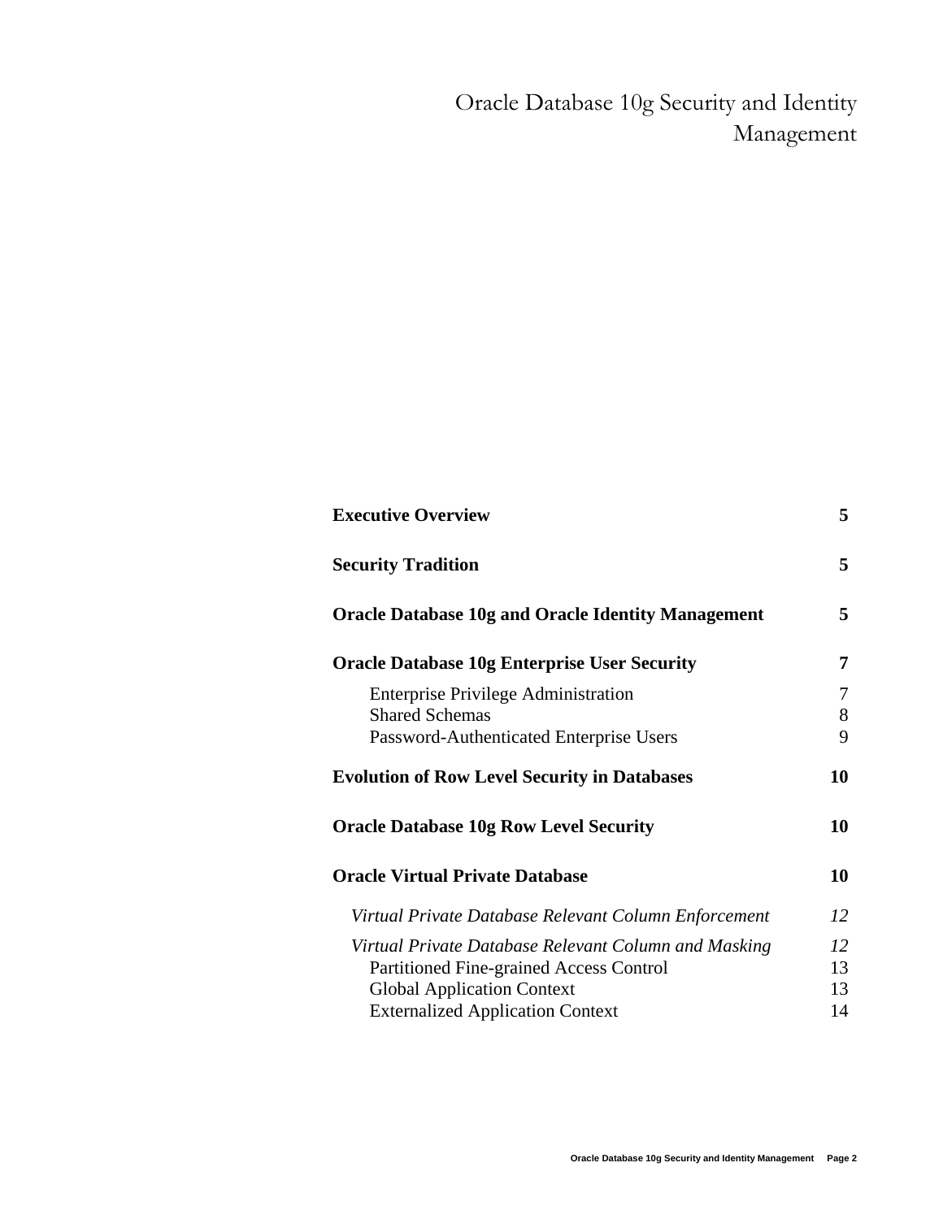# Oracle Database 10g Security and Identity Management

| | |
|---|---|
| **Executive Overview** | **5** |
| **Security Tradition** | **5** |
| **Oracle Database 10g and Oracle Identity Management** | **5** |
| **Oracle Database 10g Enterprise User Security** | **7** |
| Enterprise Privilege Administration | 7 |
| Shared Schemas | 8 |
| Password-Authenticated Enterprise Users | 9 |
| **Evolution of Row Level Security in Databases** | **10** |
| **Oracle Database 10g Row Level Security** | **10** |
| **Oracle Virtual Private Database** | **10** |
| *Virtual Private Database Relevant Column Enforcement* | *12* |
| *Virtual Private Database Relevant Column and Masking* | *12* |
| Partitioned Fine-grained Access Control | 13 |
| Global Application Context | 13 |
| Externalized Application Context | 14 |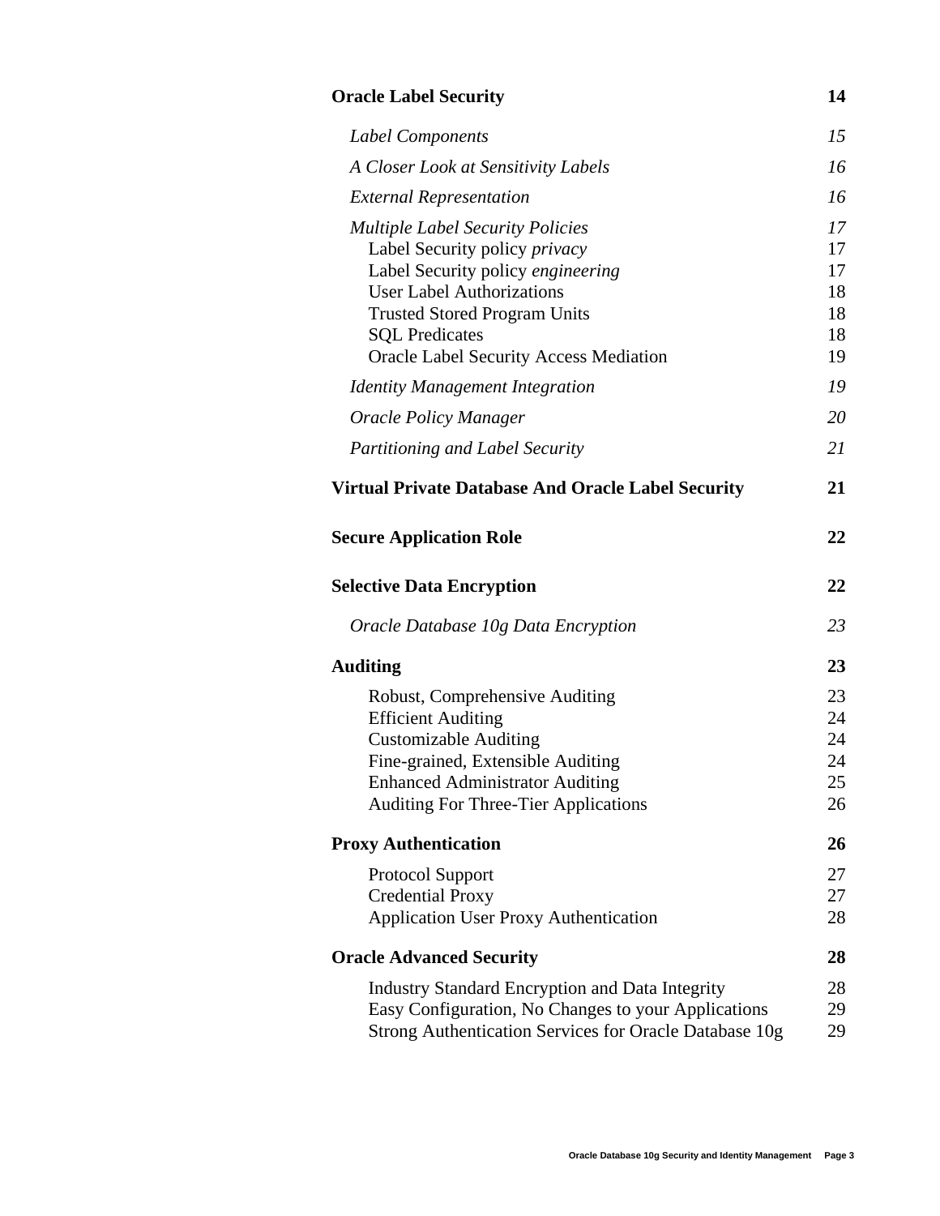| | |
|---|---|
| **Oracle Label Security** | **14** |
| *Label Components* | *15* |
| *A Closer Look at Sensitivity Labels* | *16* |
| *External Representation* | *16* |
| *Multiple Label Security Policies* | *17* |
| Label Security policy *privacy* | 17 |
| Label Security policy *engineering* | 17 |
| User Label Authorizations | 18 |
| Trusted Stored Program Units | 18 |
| SQL Predicates | 18 |
| Oracle Label Security Access Mediation | 19 |
| *Identity Management Integration* | *19* |
| *Oracle Policy Manager* | *20* |
| *Partitioning and Label Security* | *21* |
| **Virtual Private Database And Oracle Label Security** | **21** |
| **Secure Application Role** | **22** |
| **Selective Data Encryption** | **22** |
| *Oracle Database 10g Data Encryption* | *23* |
| **Auditing** | **23** |
| Robust, Comprehensive Auditing | 23 |
| Efficient Auditing | 24 |
| Customizable Auditing | 24 |
| Fine-grained, Extensible Auditing | 24 |
| Enhanced Administrator Auditing | 25 |
| Auditing For Three-Tier Applications | 26 |
| **Proxy Authentication** | **26** |
| Protocol Support | 27 |
| Credential Proxy | 27 |
| Application User Proxy Authentication | 28 |
| **Oracle Advanced Security** | **28** |
| Industry Standard Encryption and Data Integrity | 28 |
| Easy Configuration, No Changes to your Applications | 29 |
| Strong Authentication Services for Oracle Database 10g | 29 |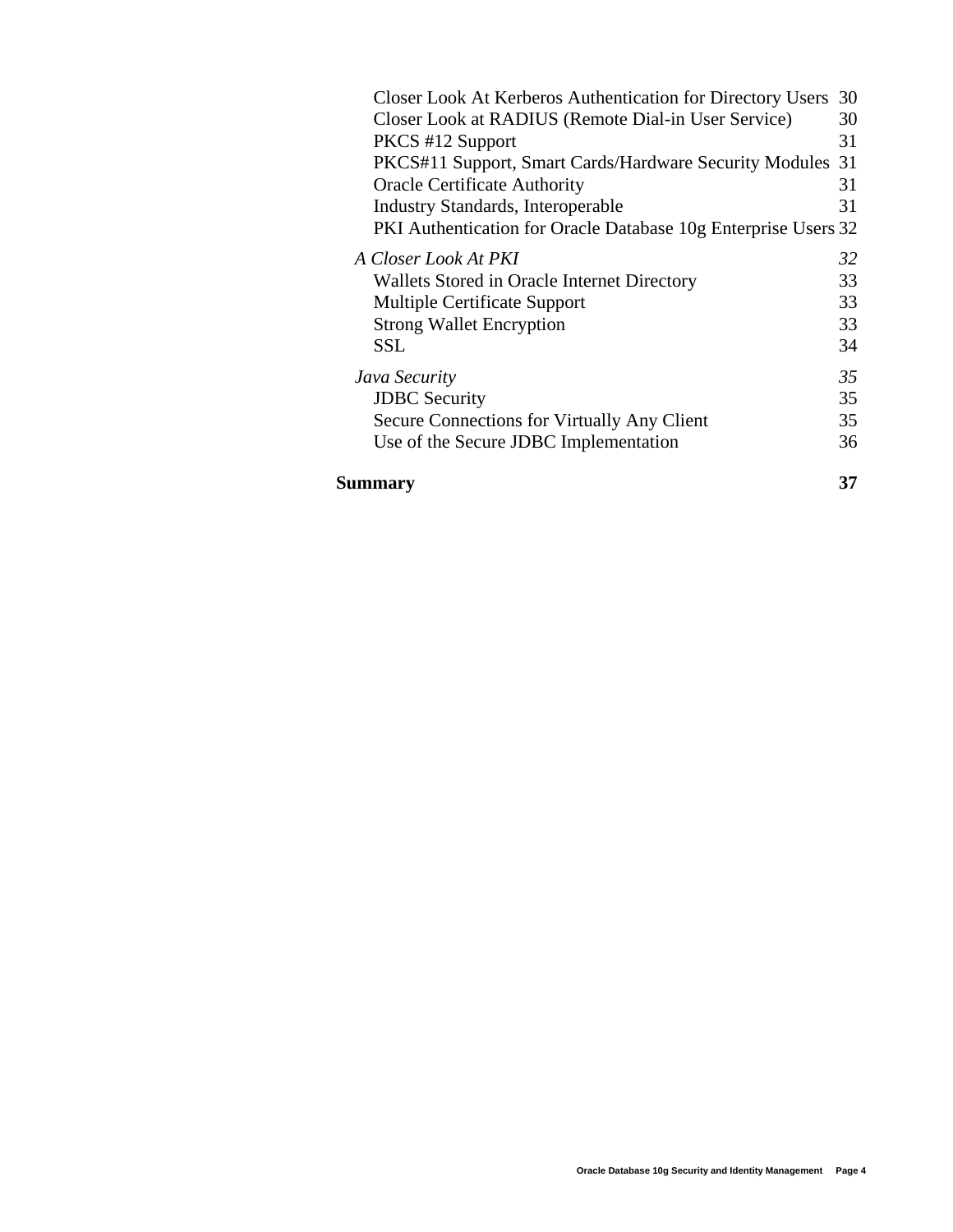Closer Look At Kerberos Authentication for Directory Users 30
Closer Look at RADIUS (Remote Dial-in User Service) 30
PKCS #12 Support 31
PKCS#11 Support, Smart Cards/Hardware Security Modules 31
Oracle Certificate Authority 31
Industry Standards, Interoperable 31
PKI Authentication for Oracle Database 10g Enterprise Users 32

*A Closer Look At PKI* *32*
Wallets Stored in Oracle Internet Directory 33
Multiple Certificate Support 33
Strong Wallet Encryption 33
SSL 34

*Java Security* *35*
JDBC Security 35
Secure Connections for Virtually Any Client 35
Use of the Secure JDBC Implementation 36

**Summary** **37**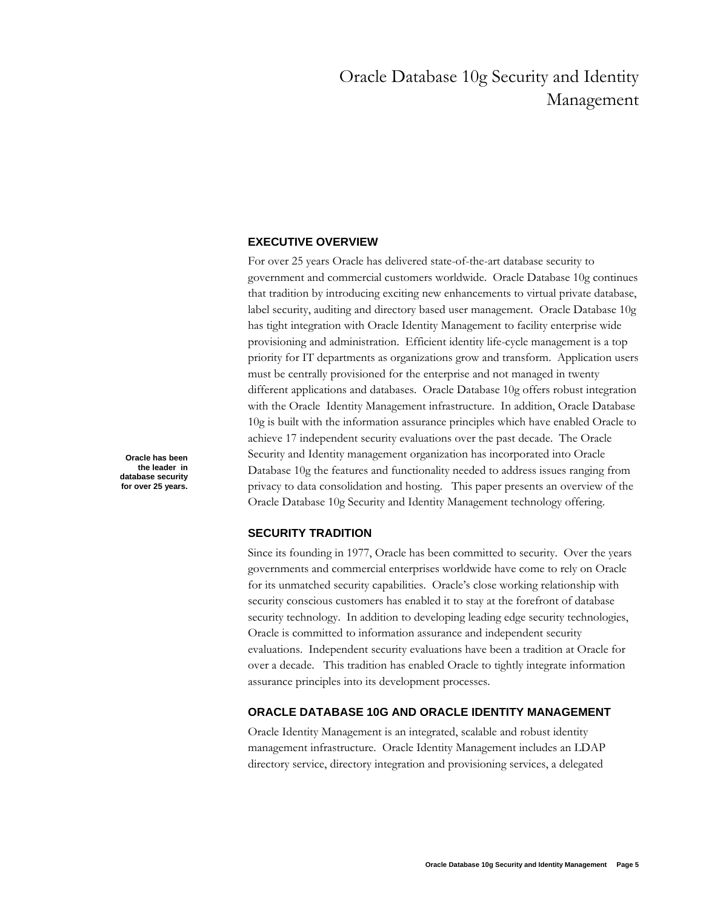# Oracle Database 10g Security and Identity Management

## EXECUTIVE OVERVIEW

For over 25 years Oracle has delivered state-of-the-art database security to government and commercial customers worldwide. Oracle Database 10g continues that tradition by introducing exciting new enhancements to virtual private database, label security, auditing and directory based user management. Oracle Database 10g has tight integration with Oracle Identity Management to facility enterprise wide provisioning and administration. Efficient identity life-cycle management is a top priority for IT departments as organizations grow and transform. Application users must be centrally provisioned for the enterprise and not managed in twenty different applications and databases. Oracle Database 10g offers robust integration with the Oracle Identity Management infrastructure. In addition, Oracle Database 10g is built with the information assurance principles which have enabled Oracle to achieve 17 independent security evaluations over the past decade. The Oracle Security and Identity management organization has incorporated into Oracle Database 10g the features and functionality needed to address issues ranging from privacy to data consolidation and hosting. This paper presents an overview of the Oracle Database 10g Security and Identity Management technology offering.

**Oracle has been the leader in database security for over 25 years.**

## SECURITY TRADITION

Since its founding in 1977, Oracle has been committed to security. Over the years governments and commercial enterprises worldwide have come to rely on Oracle for its unmatched security capabilities. Oracle's close working relationship with security conscious customers has enabled it to stay at the forefront of database security technology. In addition to developing leading edge security technologies, Oracle is committed to information assurance and independent security evaluations. Independent security evaluations have been a tradition at Oracle for over a decade. This tradition has enabled Oracle to tightly integrate information assurance principles into its development processes.

## ORACLE DATABASE 10G AND ORACLE IDENTITY MANAGEMENT

Oracle Identity Management is an integrated, scalable and robust identity management infrastructure. Oracle Identity Management includes an LDAP directory service, directory integration and provisioning services, a delegated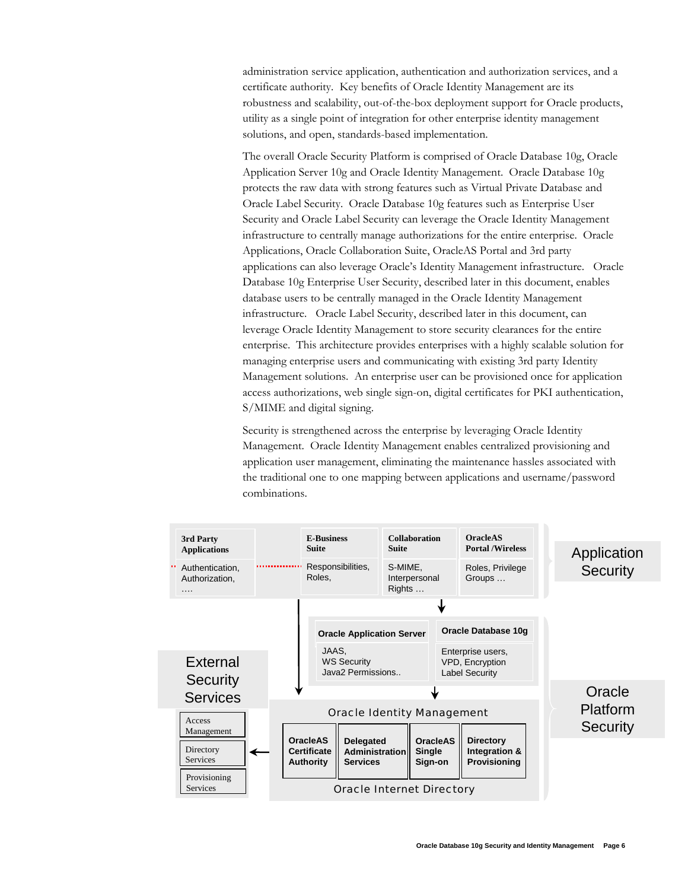administration service application, authentication and authorization services, and a certificate authority. Key benefits of Oracle Identity Management are its robustness and scalability, out-of-the-box deployment support for Oracle products, utility as a single point of integration for other enterprise identity management solutions, and open, standards-based implementation.

The overall Oracle Security Platform is comprised of Oracle Database 10g, Oracle Application Server 10g and Oracle Identity Management. Oracle Database 10g protects the raw data with strong features such as Virtual Private Database and Oracle Label Security. Oracle Database 10g features such as Enterprise User Security and Oracle Label Security can leverage the Oracle Identity Management infrastructure to centrally manage authorizations for the entire enterprise. Oracle Applications, Oracle Collaboration Suite, OracleAS Portal and 3rd party applications can also leverage Oracle's Identity Management infrastructure. Oracle Database 10g Enterprise User Security, described later in this document, enables database users to be centrally managed in the Oracle Identity Management infrastructure. Oracle Label Security, described later in this document, can leverage Oracle Identity Management to store security clearances for the entire enterprise. This architecture provides enterprises with a highly scalable solution for managing enterprise users and communicating with existing 3rd party Identity Management solutions. An enterprise user can be provisioned once for application access authorizations, web single sign-on, digital certificates for PKI authentication, S/MIME and digital signing.

Security is strengthened across the enterprise by leveraging Oracle Identity Management. Oracle Identity Management enables centralized provisioning and application user management, eliminating the maintenance hassles associated with the traditional one to one mapping between applications and username/password combinations.

**Application Security**

| 3rd Party Applications | E-Business Suite | Collaboration Suite | OracleAS Portal /Wireless |
|---|---|---|---|
| Authentication, Authorization, …. | Responsibilities, Roles, | S-MIME, Interpersonal Rights … | Roles, Privilege Groups … |

**Oracle Platform Security**

| Oracle Application Server | Oracle Database 10g |
|---|---|
| JAAS, WS Security Java2 Permissions.. | Enterprise users, VPD, Encryption Label Security |

Oracle Identity Management

| OracleAS Certificate Authority | Delegated Administration Services | OracleAS Single Sign-on | Directory Integration & Provisioning |
|---|---|---|---|

Oracle Internet Directory

**External Security Services**

- Access Management
- Directory Services
- Provisioning Services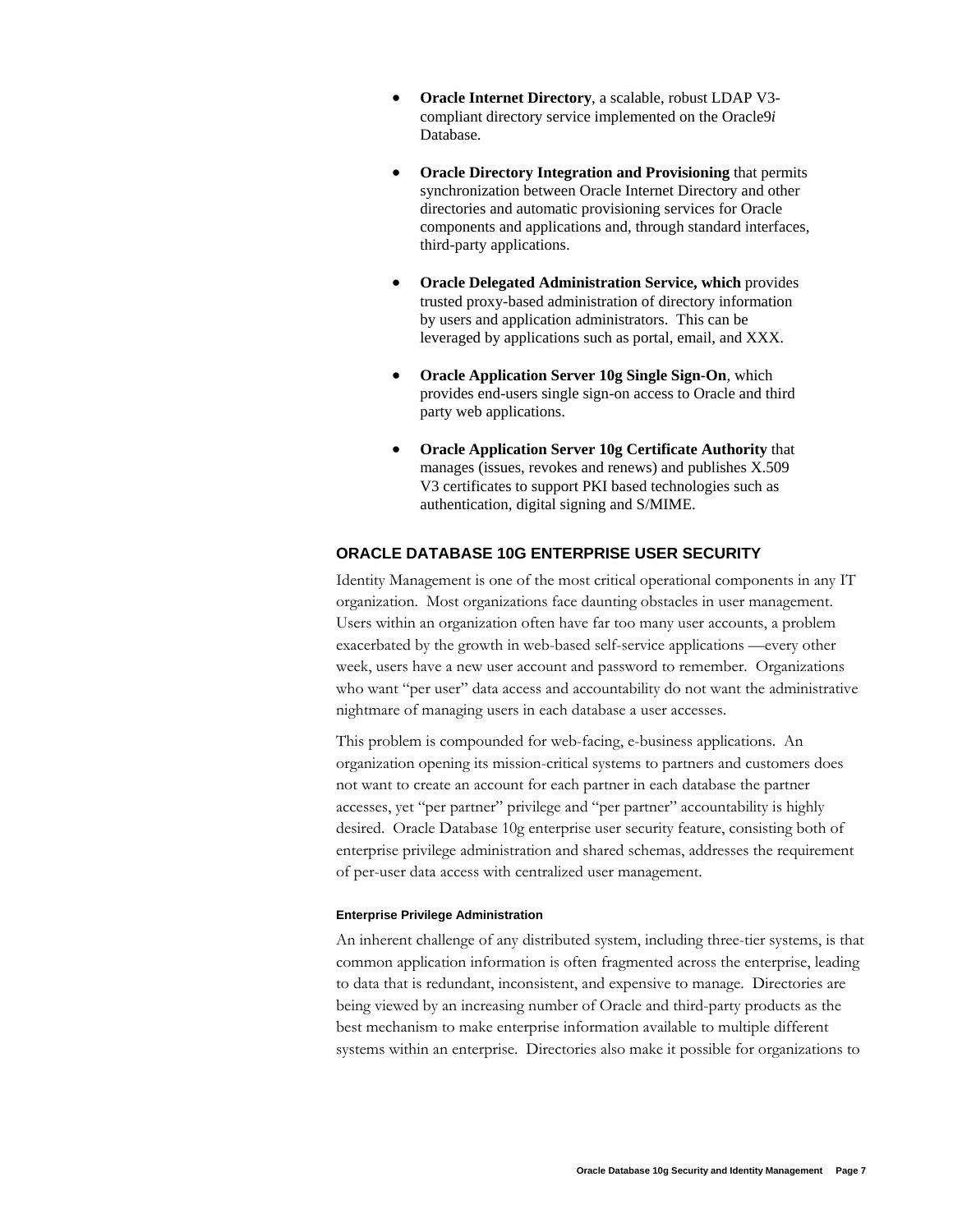- **Oracle Internet Directory**, a scalable, robust LDAP V3-compliant directory service implemented on the Oracle9*i* Database.
- **Oracle Directory Integration and Provisioning** that permits synchronization between Oracle Internet Directory and other directories and automatic provisioning services for Oracle components and applications and, through standard interfaces, third-party applications.
- **Oracle Delegated Administration Service, which** provides trusted proxy-based administration of directory information by users and application administrators. This can be leveraged by applications such as portal, email, and XXX.
- **Oracle Application Server 10g Single Sign-On**, which provides end-users single sign-on access to Oracle and third party web applications.
- **Oracle Application Server 10g Certificate Authority** that manages (issues, revokes and renews) and publishes X.509 V3 certificates to support PKI based technologies such as authentication, digital signing and S/MIME.

## ORACLE DATABASE 10G ENTERPRISE USER SECURITY

Identity Management is one of the most critical operational components in any IT organization. Most organizations face daunting obstacles in user management. Users within an organization often have far too many user accounts, a problem exacerbated by the growth in web-based self-service applications —every other week, users have a new user account and password to remember. Organizations who want "per user" data access and accountability do not want the administrative nightmare of managing users in each database a user accesses.

This problem is compounded for web-facing, e-business applications. An organization opening its mission-critical systems to partners and customers does not want to create an account for each partner in each database the partner accesses, yet "per partner" privilege and "per partner" accountability is highly desired. Oracle Database 10g enterprise user security feature, consisting both of enterprise privilege administration and shared schemas, addresses the requirement of per-user data access with centralized user management.

### Enterprise Privilege Administration

An inherent challenge of any distributed system, including three-tier systems, is that common application information is often fragmented across the enterprise, leading to data that is redundant, inconsistent, and expensive to manage. Directories are being viewed by an increasing number of Oracle and third-party products as the best mechanism to make enterprise information available to multiple different systems within an enterprise. Directories also make it possible for organizations to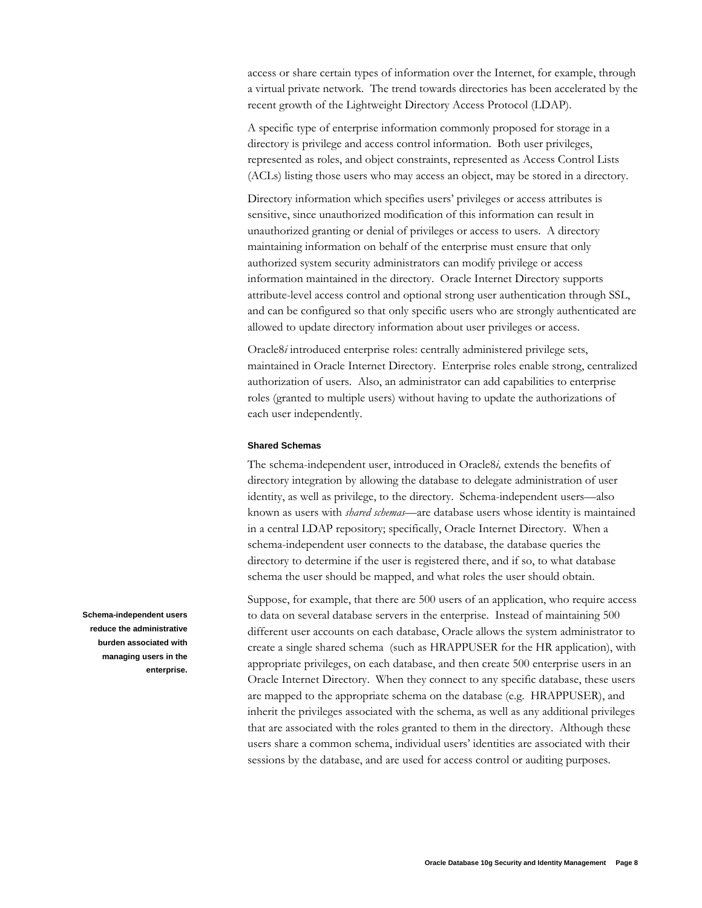access or share certain types of information over the Internet, for example, through a virtual private network. The trend towards directories has been accelerated by the recent growth of the Lightweight Directory Access Protocol (LDAP).

A specific type of enterprise information commonly proposed for storage in a directory is privilege and access control information. Both user privileges, represented as roles, and object constraints, represented as Access Control Lists (ACLs) listing those users who may access an object, may be stored in a directory.

Directory information which specifies users' privileges or access attributes is sensitive, since unauthorized modification of this information can result in unauthorized granting or denial of privileges or access to users. A directory maintaining information on behalf of the enterprise must ensure that only authorized system security administrators can modify privilege or access information maintained in the directory. Oracle Internet Directory supports attribute-level access control and optional strong user authentication through SSL, and can be configured so that only specific users who are strongly authenticated are allowed to update directory information about user privileges or access.

Oracle8*i* introduced enterprise roles: centrally administered privilege sets, maintained in Oracle Internet Directory. Enterprise roles enable strong, centralized authorization of users. Also, an administrator can add capabilities to enterprise roles (granted to multiple users) without having to update the authorizations of each user independently.

#### Shared Schemas

The schema-independent user, introduced in Oracle8*i,* extends the benefits of directory integration by allowing the database to delegate administration of user identity, as well as privilege, to the directory. Schema-independent users—also known as users with *shared schemas*—are database users whose identity is maintained in a central LDAP repository; specifically, Oracle Internet Directory. When a schema-independent user connects to the database, the database queries the directory to determine if the user is registered there, and if so, to what database schema the user should be mapped, and what roles the user should obtain.

**Schema-independent users reduce the administrative burden associated with managing users in the enterprise.**

Suppose, for example, that there are 500 users of an application, who require access to data on several database servers in the enterprise. Instead of maintaining 500 different user accounts on each database, Oracle allows the system administrator to create a single shared schema (such as HRAPPUSER for the HR application), with appropriate privileges, on each database, and then create 500 enterprise users in an Oracle Internet Directory. When they connect to any specific database, these users are mapped to the appropriate schema on the database (e.g. HRAPPUSER), and inherit the privileges associated with the schema, as well as any additional privileges that are associated with the roles granted to them in the directory. Although these users share a common schema, individual users' identities are associated with their sessions by the database, and are used for access control or auditing purposes.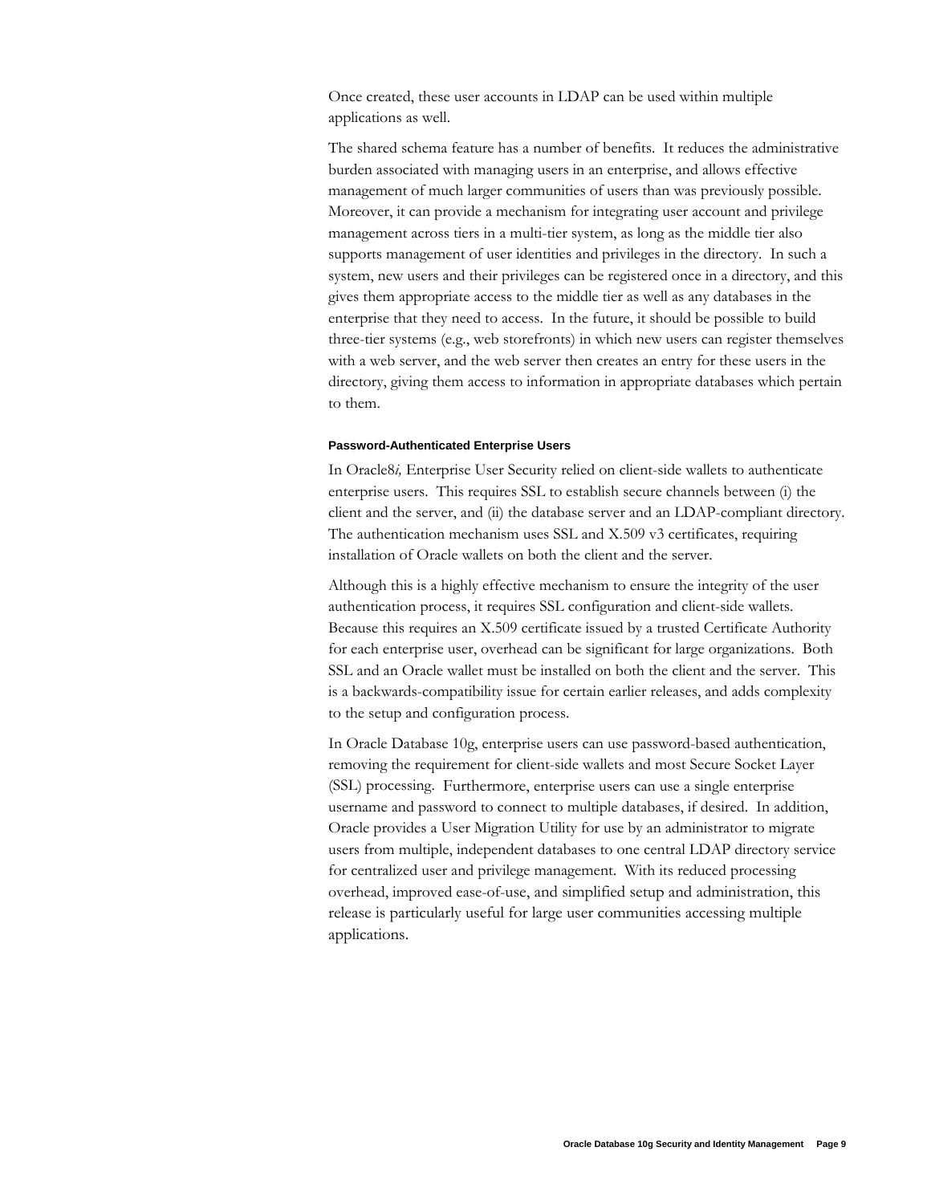Once created, these user accounts in LDAP can be used within multiple applications as well.

The shared schema feature has a number of benefits. It reduces the administrative burden associated with managing users in an enterprise, and allows effective management of much larger communities of users than was previously possible. Moreover, it can provide a mechanism for integrating user account and privilege management across tiers in a multi-tier system, as long as the middle tier also supports management of user identities and privileges in the directory. In such a system, new users and their privileges can be registered once in a directory, and this gives them appropriate access to the middle tier as well as any databases in the enterprise that they need to access. In the future, it should be possible to build three-tier systems (e.g., web storefronts) in which new users can register themselves with a web server, and the web server then creates an entry for these users in the directory, giving them access to information in appropriate databases which pertain to them.

#### Password-Authenticated Enterprise Users

In Oracle8*i,* Enterprise User Security relied on client-side wallets to authenticate enterprise users. This requires SSL to establish secure channels between (i) the client and the server, and (ii) the database server and an LDAP-compliant directory. The authentication mechanism uses SSL and X.509 v3 certificates, requiring installation of Oracle wallets on both the client and the server.

Although this is a highly effective mechanism to ensure the integrity of the user authentication process, it requires SSL configuration and client-side wallets. Because this requires an X.509 certificate issued by a trusted Certificate Authority for each enterprise user, overhead can be significant for large organizations. Both SSL and an Oracle wallet must be installed on both the client and the server. This is a backwards-compatibility issue for certain earlier releases, and adds complexity to the setup and configuration process.

In Oracle Database 10g, enterprise users can use password-based authentication, removing the requirement for client-side wallets and most Secure Socket Layer (SSL) processing. Furthermore, enterprise users can use a single enterprise username and password to connect to multiple databases, if desired. In addition, Oracle provides a User Migration Utility for use by an administrator to migrate users from multiple, independent databases to one central LDAP directory service for centralized user and privilege management. With its reduced processing overhead, improved ease-of-use, and simplified setup and administration, this release is particularly useful for large user communities accessing multiple applications.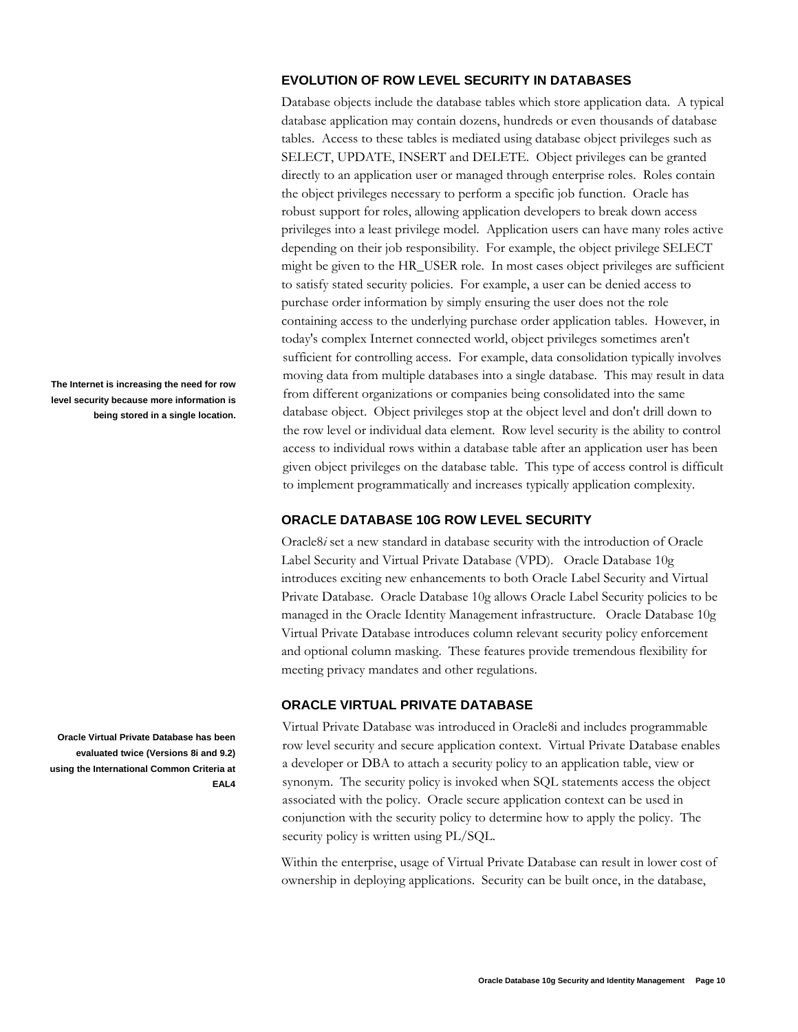## EVOLUTION OF ROW LEVEL SECURITY IN DATABASES

Database objects include the database tables which store application data. A typical database application may contain dozens, hundreds or even thousands of database tables. Access to these tables is mediated using database object privileges such as SELECT, UPDATE, INSERT and DELETE. Object privileges can be granted directly to an application user or managed through enterprise roles. Roles contain the object privileges necessary to perform a specific job function. Oracle has robust support for roles, allowing application developers to break down access privileges into a least privilege model. Application users can have many roles active depending on their job responsibility. For example, the object privilege SELECT might be given to the HR_USER role. In most cases object privileges are sufficient to satisfy stated security policies. For example, a user can be denied access to purchase order information by simply ensuring the user does not the role containing access to the underlying purchase order application tables. However, in today's complex Internet connected world, object privileges sometimes aren't sufficient for controlling access. For example, data consolidation typically involves moving data from multiple databases into a single database. This may result in data from different organizations or companies being consolidated into the same database object. Object privileges stop at the object level and don't drill down to the row level or individual data element. Row level security is the ability to control access to individual rows within a database table after an application user has been given object privileges on the database table. This type of access control is difficult to implement programmatically and increases typically application complexity.

**The Internet is increasing the need for row level security because more information is being stored in a single location.**

## ORACLE DATABASE 10G ROW LEVEL SECURITY

Oracle8*i* set a new standard in database security with the introduction of Oracle Label Security and Virtual Private Database (VPD). Oracle Database 10g introduces exciting new enhancements to both Oracle Label Security and Virtual Private Database. Oracle Database 10g allows Oracle Label Security policies to be managed in the Oracle Identity Management infrastructure. Oracle Database 10g Virtual Private Database introduces column relevant security policy enforcement and optional column masking. These features provide tremendous flexibility for meeting privacy mandates and other regulations.

## ORACLE VIRTUAL PRIVATE DATABASE

**Oracle Virtual Private Database has been evaluated twice (Versions 8i and 9.2) using the International Common Criteria at EAL4**

Virtual Private Database was introduced in Oracle8i and includes programmable row level security and secure application context. Virtual Private Database enables a developer or DBA to attach a security policy to an application table, view or synonym. The security policy is invoked when SQL statements access the object associated with the policy. Oracle secure application context can be used in conjunction with the security policy to determine how to apply the policy. The security policy is written using PL/SQL.

Within the enterprise, usage of Virtual Private Database can result in lower cost of ownership in deploying applications. Security can be built once, in the database,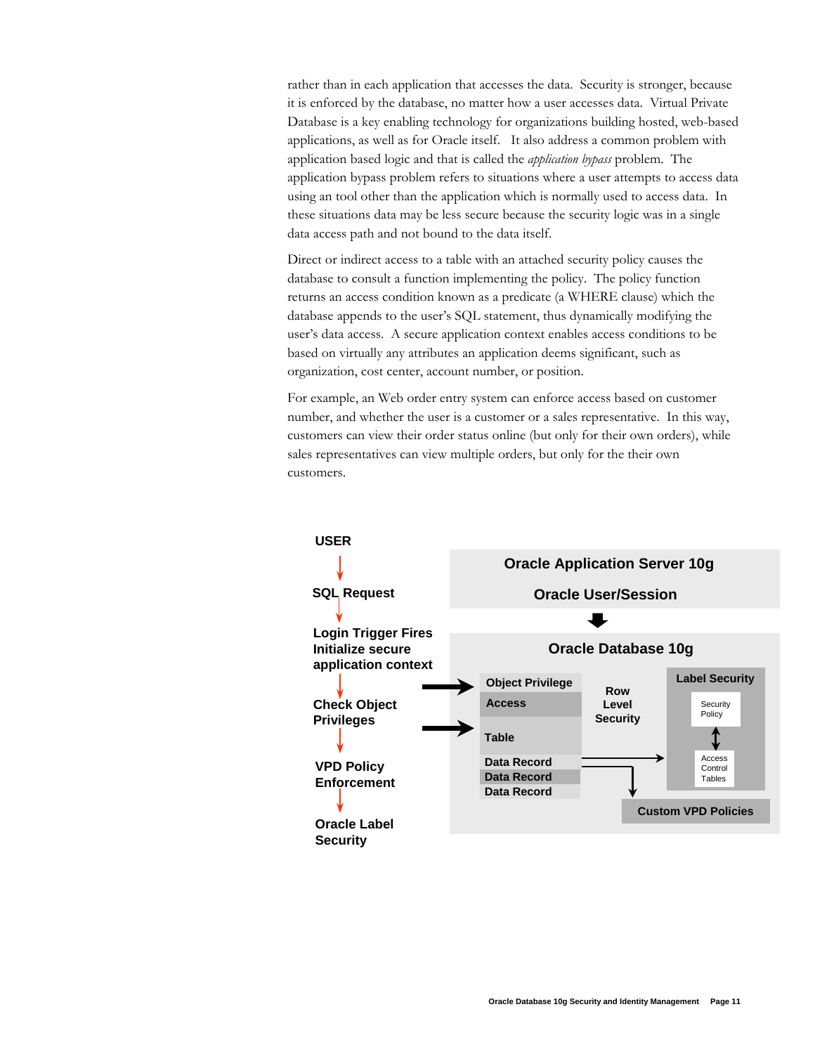rather than in each application that accesses the data. Security is stronger, because it is enforced by the database, no matter how a user accesses data. Virtual Private Database is a key enabling technology for organizations building hosted, web-based applications, as well as for Oracle itself. It also address a common problem with application based logic and that is called the *application bypass* problem. The application bypass problem refers to situations where a user attempts to access data using an tool other than the application which is normally used to access data. In these situations data may be less secure because the security logic was in a single data access path and not bound to the data itself.

Direct or indirect access to a table with an attached security policy causes the database to consult a function implementing the policy. The policy function returns an access condition known as a predicate (a WHERE clause) which the database appends to the user's SQL statement, thus dynamically modifying the user's data access. A secure application context enables access conditions to be based on virtually any attributes an application deems significant, such as organization, cost center, account number, or position.

For example, an Web order entry system can enforce access based on customer number, and whether the user is a customer or a sales representative. In this way, customers can view their order status online (but only for their own orders), while sales representatives can view multiple orders, but only for the their own customers.

**USER** → **SQL Request** → **Login Trigger Fires Initialize secure application context** → **Check Object Privileges** → **VPD Policy Enforcement** → **Oracle Label Security**

**Oracle Application Server 10g**

**Oracle User/Session**

**Oracle Database 10g**

**Object Privilege Access**

**Table**

**Data Record**

**Data Record**

**Data Record**

**Row Level Security**

**Label Security**

Security Policy

Access Control Tables

**Custom VPD Policies**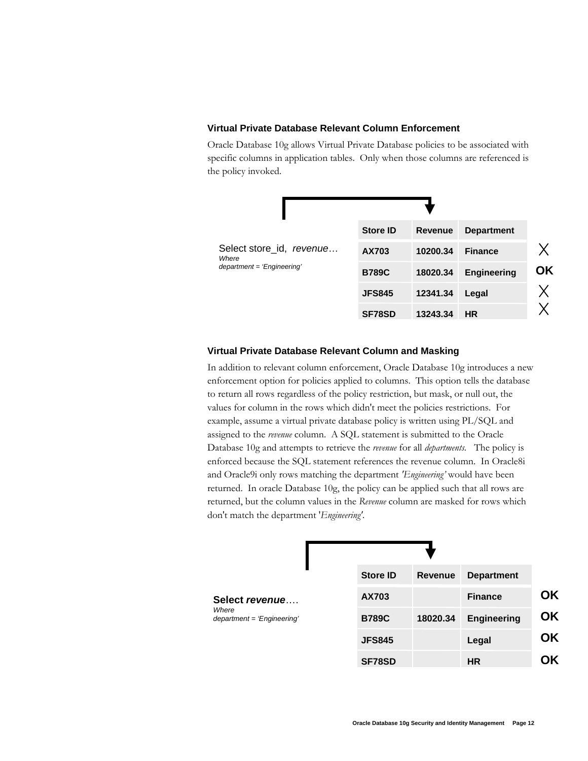### Virtual Private Database Relevant Column Enforcement

Oracle Database 10g allows Virtual Private Database policies to be associated with specific columns in application tables. Only when those columns are referenced is the policy invoked.

Select store_id, *revenue*…
*Where*
*department = 'Engineering'*

| Store ID | Revenue | Department | |
|---|---|---|---|
| AX703 | 10200.34 | Finance | X |
| B789C | 18020.34 | Engineering | OK |
| JFS845 | 12341.34 | Legal | X |
| SF78SD | 13243.34 | HR | X |

### Virtual Private Database Relevant Column and Masking

In addition to relevant column enforcement, Oracle Database 10g introduces a new enforcement option for policies applied to columns. This option tells the database to return all rows regardless of the policy restriction, but mask, or null out, the values for column in the rows which didn't meet the policies restrictions. For example, assume a virtual private database policy is written using PL/SQL and assigned to the *revenue* column. A SQL statement is submitted to the Oracle Database 10g and attempts to retrieve the *revenue* for all *departments*. The policy is enforced because the SQL statement references the revenue column. In Oracle8i and Oracle9i only rows matching the department *'Engineering'* would have been returned. In oracle Database 10g, the policy can be applied such that all rows are returned, but the column values in the *Revenue* column are masked for rows which don't match the department '*Engineering*'.

**Select *revenue*….**
*Where*
*department = 'Engineering'*

| Store ID | Revenue | Department | |
|---|---|---|---|
| AX703 | | Finance | OK |
| B789C | 18020.34 | Engineering | OK |
| JFS845 | | Legal | OK |
| SF78SD | | HR | OK |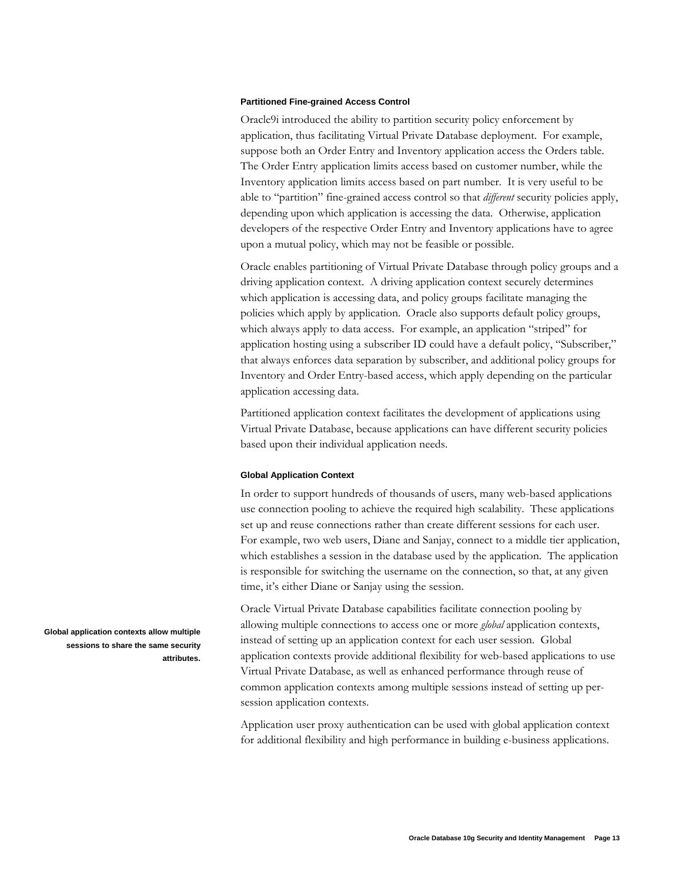### Partitioned Fine-grained Access Control

Oracle9i introduced the ability to partition security policy enforcement by application, thus facilitating Virtual Private Database deployment. For example, suppose both an Order Entry and Inventory application access the Orders table. The Order Entry application limits access based on customer number, while the Inventory application limits access based on part number. It is very useful to be able to "partition" fine-grained access control so that *different* security policies apply, depending upon which application is accessing the data. Otherwise, application developers of the respective Order Entry and Inventory applications have to agree upon a mutual policy, which may not be feasible or possible.

Oracle enables partitioning of Virtual Private Database through policy groups and a driving application context. A driving application context securely determines which application is accessing data, and policy groups facilitate managing the policies which apply by application. Oracle also supports default policy groups, which always apply to data access. For example, an application "striped" for application hosting using a subscriber ID could have a default policy, "Subscriber," that always enforces data separation by subscriber, and additional policy groups for Inventory and Order Entry-based access, which apply depending on the particular application accessing data.

Partitioned application context facilitates the development of applications using Virtual Private Database, because applications can have different security policies based upon their individual application needs.

### Global Application Context

In order to support hundreds of thousands of users, many web-based applications use connection pooling to achieve the required high scalability. These applications set up and reuse connections rather than create different sessions for each user. For example, two web users, Diane and Sanjay, connect to a middle tier application, which establishes a session in the database used by the application. The application is responsible for switching the username on the connection, so that, at any given time, it's either Diane or Sanjay using the session.

**Global application contexts allow multiple sessions to share the same security attributes.**

Oracle Virtual Private Database capabilities facilitate connection pooling by allowing multiple connections to access one or more *global* application contexts, instead of setting up an application context for each user session. Global application contexts provide additional flexibility for web-based applications to use Virtual Private Database, as well as enhanced performance through reuse of common application contexts among multiple sessions instead of setting up per-session application contexts.

Application user proxy authentication can be used with global application context for additional flexibility and high performance in building e-business applications.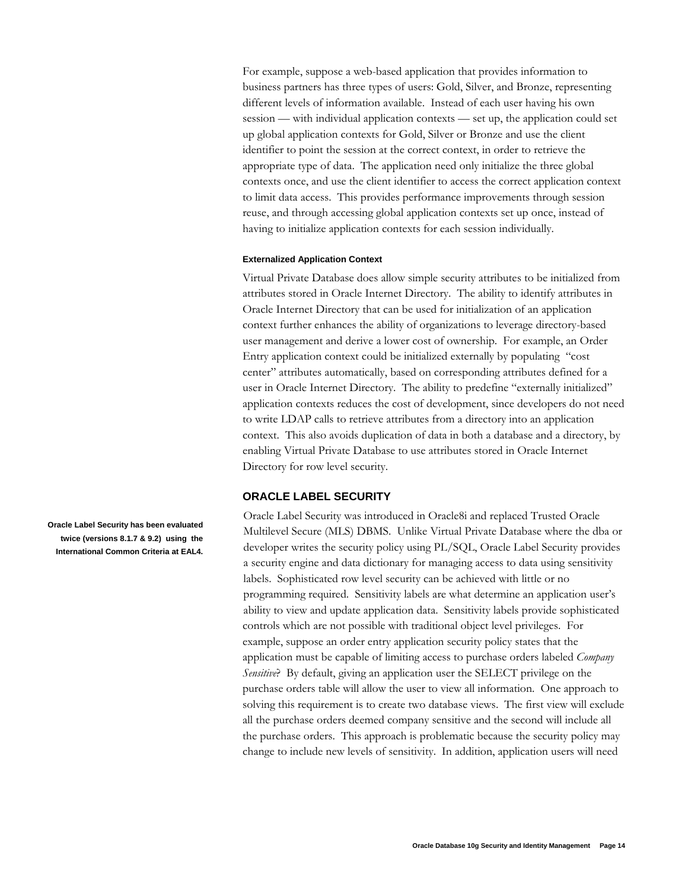For example, suppose a web-based application that provides information to business partners has three types of users: Gold, Silver, and Bronze, representing different levels of information available. Instead of each user having his own session — with individual application contexts — set up, the application could set up global application contexts for Gold, Silver or Bronze and use the client identifier to point the session at the correct context, in order to retrieve the appropriate type of data. The application need only initialize the three global contexts once, and use the client identifier to access the correct application context to limit data access. This provides performance improvements through session reuse, and through accessing global application contexts set up once, instead of having to initialize application contexts for each session individually.

#### Externalized Application Context

Virtual Private Database does allow simple security attributes to be initialized from attributes stored in Oracle Internet Directory. The ability to identify attributes in Oracle Internet Directory that can be used for initialization of an application context further enhances the ability of organizations to leverage directory-based user management and derive a lower cost of ownership. For example, an Order Entry application context could be initialized externally by populating "cost center" attributes automatically, based on corresponding attributes defined for a user in Oracle Internet Directory. The ability to predefine "externally initialized" application contexts reduces the cost of development, since developers do not need to write LDAP calls to retrieve attributes from a directory into an application context. This also avoids duplication of data in both a database and a directory, by enabling Virtual Private Database to use attributes stored in Oracle Internet Directory for row level security.

## ORACLE LABEL SECURITY

**Oracle Label Security has been evaluated twice (versions 8.1.7 & 9.2) using the International Common Criteria at EAL4.**

Oracle Label Security was introduced in Oracle8i and replaced Trusted Oracle Multilevel Secure (MLS) DBMS. Unlike Virtual Private Database where the dba or developer writes the security policy using PL/SQL, Oracle Label Security provides a security engine and data dictionary for managing access to data using sensitivity labels. Sophisticated row level security can be achieved with little or no programming required. Sensitivity labels are what determine an application user's ability to view and update application data. Sensitivity labels provide sophisticated controls which are not possible with traditional object level privileges. For example, suppose an order entry application security policy states that the application must be capable of limiting access to purchase orders labeled *Company Sensitive*? By default, giving an application user the SELECT privilege on the purchase orders table will allow the user to view all information. One approach to solving this requirement is to create two database views. The first view will exclude all the purchase orders deemed company sensitive and the second will include all the purchase orders. This approach is problematic because the security policy may change to include new levels of sensitivity. In addition, application users will need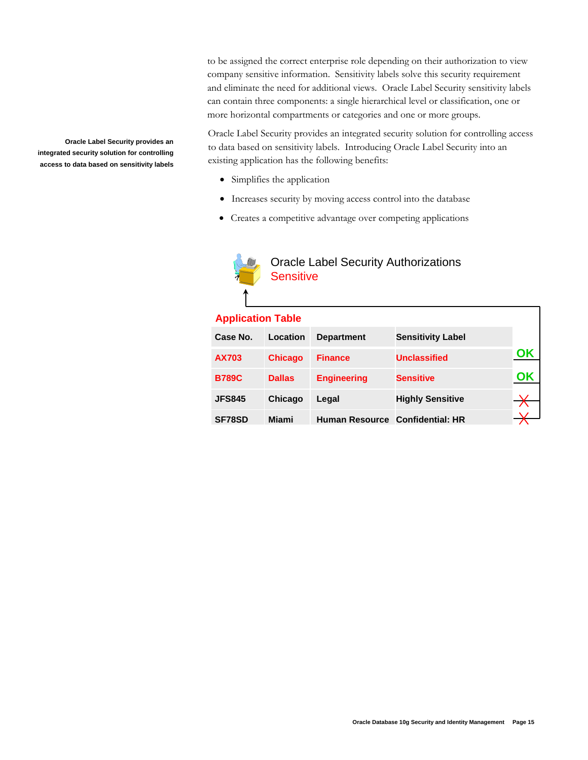to be assigned the correct enterprise role depending on their authorization to view company sensitive information. Sensitivity labels solve this security requirement and eliminate the need for additional views. Oracle Label Security sensitivity labels can contain three components: a single hierarchical level or classification, one or more horizontal compartments or categories and one or more groups.

**Oracle Label Security provides an integrated security solution for controlling access to data based on sensitivity labels**

Oracle Label Security provides an integrated security solution for controlling access to data based on sensitivity labels. Introducing Oracle Label Security into an existing application has the following benefits:

- Simplifies the application
- Increases security by moving access control into the database
- Creates a competitive advantage over competing applications

Oracle Label Security Authorizations
Sensitive

**Application Table**

| Case No. | Location | Department | Sensitivity Label | |
|---|---|---|---|---|
| AX703 | Chicago | Finance | Unclassified | OK |
| B789C | Dallas | Engineering | Sensitive | OK |
| JFS845 | Chicago | Legal | Highly Sensitive | X |
| SF78SD | Miami | Human Resource | Confidential: HR | X |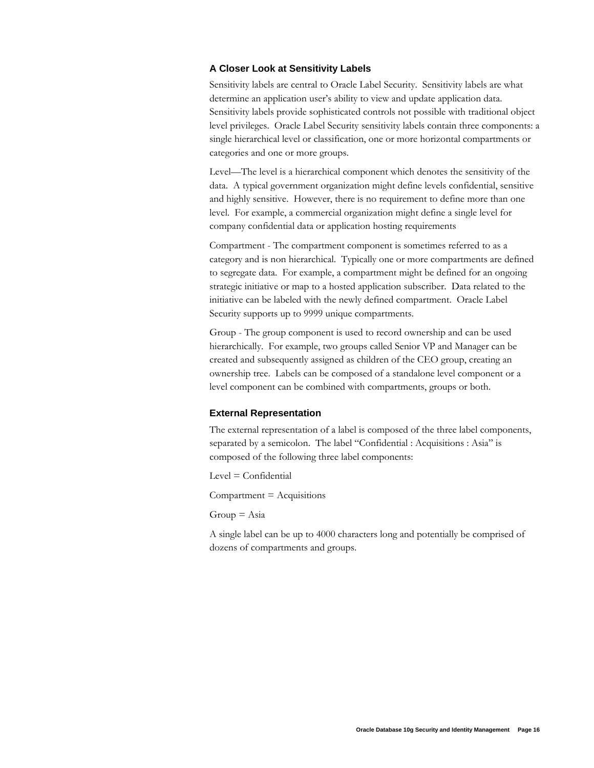### A Closer Look at Sensitivity Labels

Sensitivity labels are central to Oracle Label Security. Sensitivity labels are what determine an application user's ability to view and update application data. Sensitivity labels provide sophisticated controls not possible with traditional object level privileges. Oracle Label Security sensitivity labels contain three components: a single hierarchical level or classification, one or more horizontal compartments or categories and one or more groups.

Level—The level is a hierarchical component which denotes the sensitivity of the data. A typical government organization might define levels confidential, sensitive and highly sensitive. However, there is no requirement to define more than one level. For example, a commercial organization might define a single level for company confidential data or application hosting requirements

Compartment - The compartment component is sometimes referred to as a category and is non hierarchical. Typically one or more compartments are defined to segregate data. For example, a compartment might be defined for an ongoing strategic initiative or map to a hosted application subscriber. Data related to the initiative can be labeled with the newly defined compartment. Oracle Label Security supports up to 9999 unique compartments.

Group - The group component is used to record ownership and can be used hierarchically. For example, two groups called Senior VP and Manager can be created and subsequently assigned as children of the CEO group, creating an ownership tree. Labels can be composed of a standalone level component or a level component can be combined with compartments, groups or both.

### External Representation

The external representation of a label is composed of the three label components, separated by a semicolon. The label "Confidential : Acquisitions : Asia" is composed of the following three label components:

Level = Confidential

Compartment = Acquisitions

Group = Asia

A single label can be up to 4000 characters long and potentially be comprised of dozens of compartments and groups.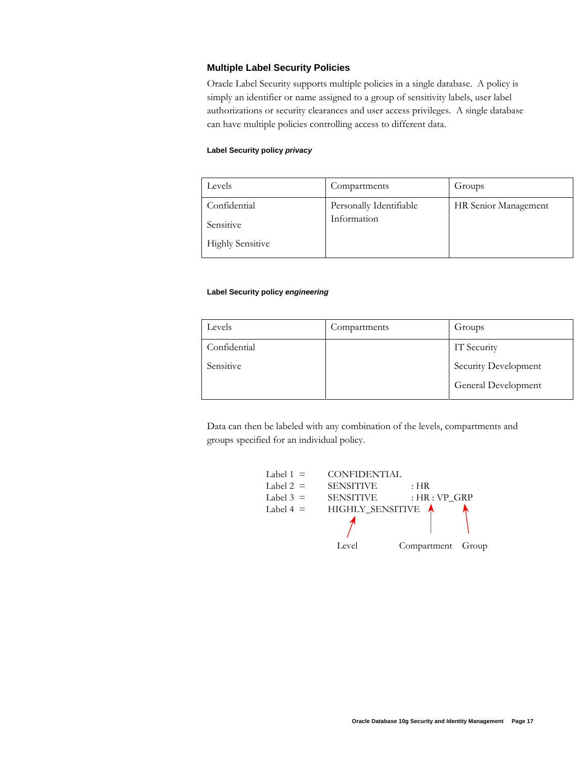### Multiple Label Security Policies

Oracle Label Security supports multiple policies in a single database. A policy is simply an identifier or name assigned to a group of sensitivity labels, user label authorizations or security clearances and user access privileges. A single database can have multiple policies controlling access to different data.

**Label Security policy *privacy***

| Levels | Compartments | Groups |
|---|---|---|
| Confidential<br>Sensitive<br>Highly Sensitive | Personally Identifiable Information | HR Senior Management |

**Label Security policy *engineering***

| Levels | Compartments | Groups |
|---|---|---|
| Confidential<br>Sensitive | | IT Security<br>Security Development<br>General Development |

Data can then be labeled with any combination of the levels, compartments and groups specified for an individual policy.

```
Label 1  =    CONFIDENTIAL
Label 2  =    SENSITIVE          : HR
Label 3  =    SENSITIVE          : HR : VP_GRP
Label 4  =    HIGHLY_SENSITIVE

              Level         Compartment   Group
```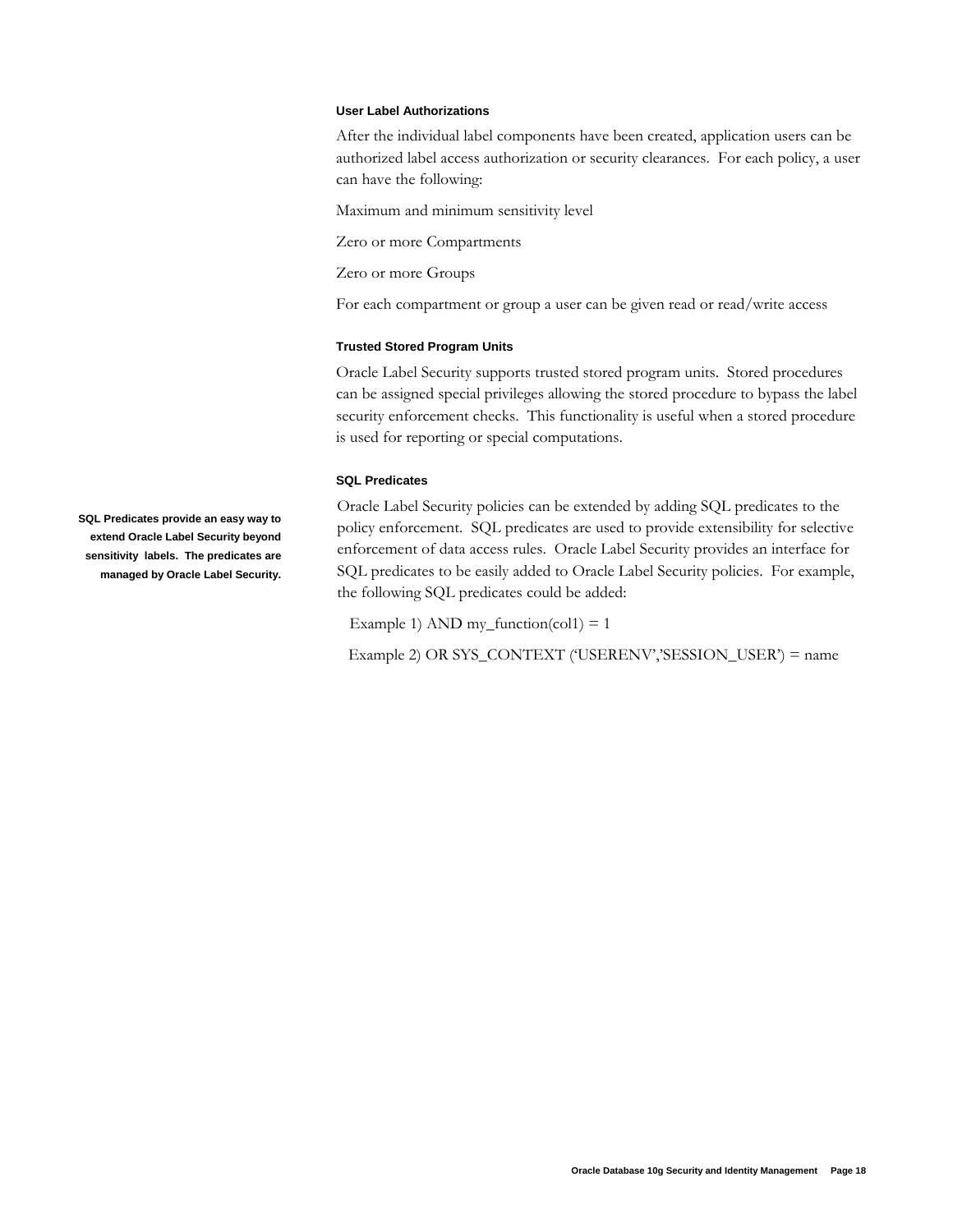### User Label Authorizations

After the individual label components have been created, application users can be authorized label access authorization or security clearances. For each policy, a user can have the following:

Maximum and minimum sensitivity level

Zero or more Compartments

Zero or more Groups

For each compartment or group a user can be given read or read/write access

### Trusted Stored Program Units

Oracle Label Security supports trusted stored program units. Stored procedures can be assigned special privileges allowing the stored procedure to bypass the label security enforcement checks. This functionality is useful when a stored procedure is used for reporting or special computations.

### SQL Predicates

**SQL Predicates provide an easy way to extend Oracle Label Security beyond sensitivity labels. The predicates are managed by Oracle Label Security.**

Oracle Label Security policies can be extended by adding SQL predicates to the policy enforcement. SQL predicates are used to provide extensibility for selective enforcement of data access rules. Oracle Label Security provides an interface for SQL predicates to be easily added to Oracle Label Security policies. For example, the following SQL predicates could be added:

Example 1) AND my_function(col1) = 1

Example 2) OR SYS_CONTEXT ('USERENV','SESSION_USER') = name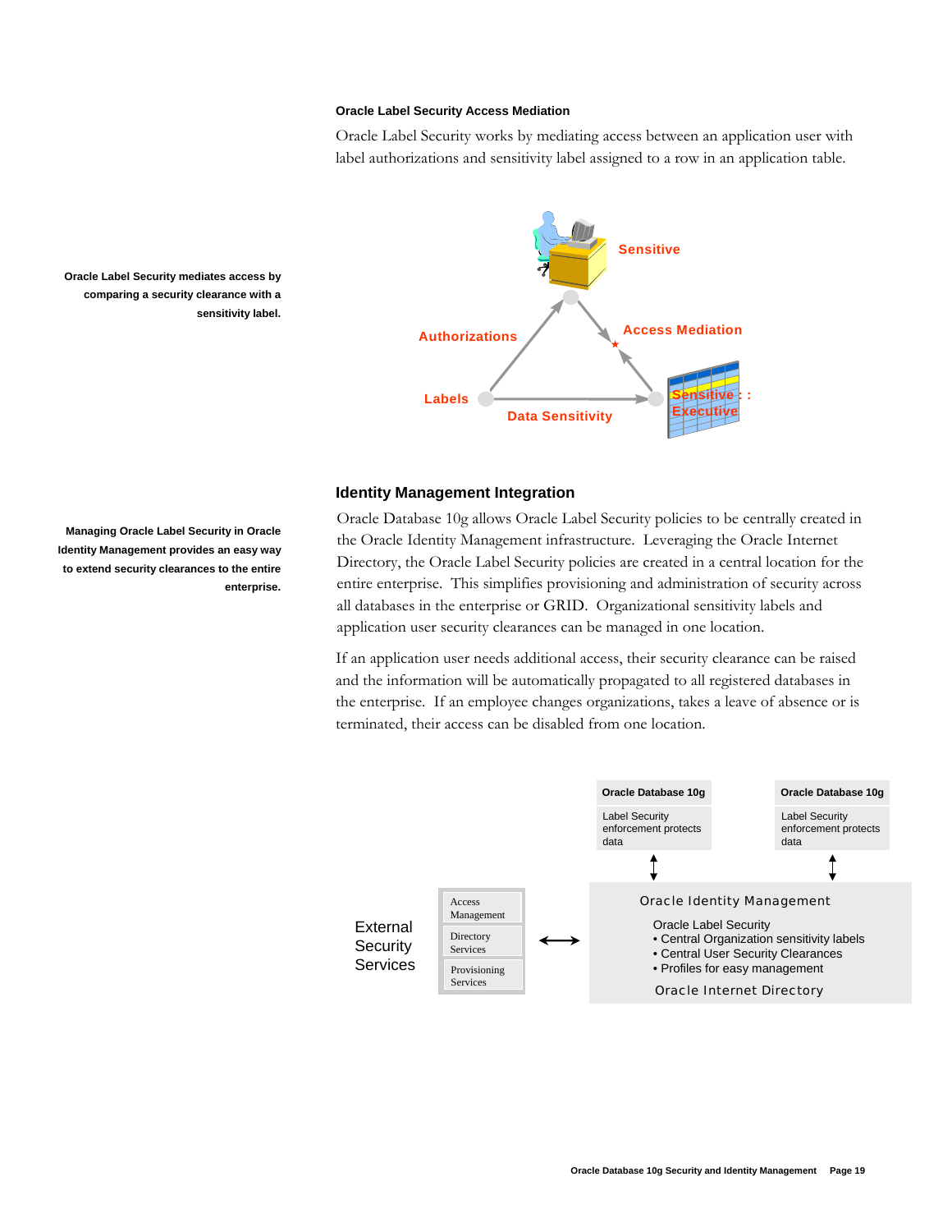#### Oracle Label Security Access Mediation

Oracle Label Security works by mediating access between an application user with label authorizations and sensitivity label assigned to a row in an application table.

**Oracle Label Security mediates access by comparing a security clearance with a sensitivity label.**

Sensitive

Authorizations

Access Mediation

Labels

Data Sensitivity

Sensitive : : Executive

### Identity Management Integration

**Managing Oracle Label Security in Oracle Identity Management provides an easy way to extend security clearances to the entire enterprise.**

Oracle Database 10g allows Oracle Label Security policies to be centrally created in the Oracle Identity Management infrastructure. Leveraging the Oracle Internet Directory, the Oracle Label Security policies are created in a central location for the entire enterprise. This simplifies provisioning and administration of security across all databases in the enterprise or GRID. Organizational sensitivity labels and application user security clearances can be managed in one location.

If an application user needs additional access, their security clearance can be raised and the information will be automatically propagated to all registered databases in the enterprise. If an employee changes organizations, takes a leave of absence or is terminated, their access can be disabled from one location.

**Oracle Database 10g**
Label Security enforcement protects data

**Oracle Database 10g**
Label Security enforcement protects data

External Security Services

- Access Management
- Directory Services
- Provisioning Services

Oracle Identity Management

Oracle Label Security
- Central Organization sensitivity labels
- Central User Security Clearances
- Profiles for easy management

Oracle Internet Directory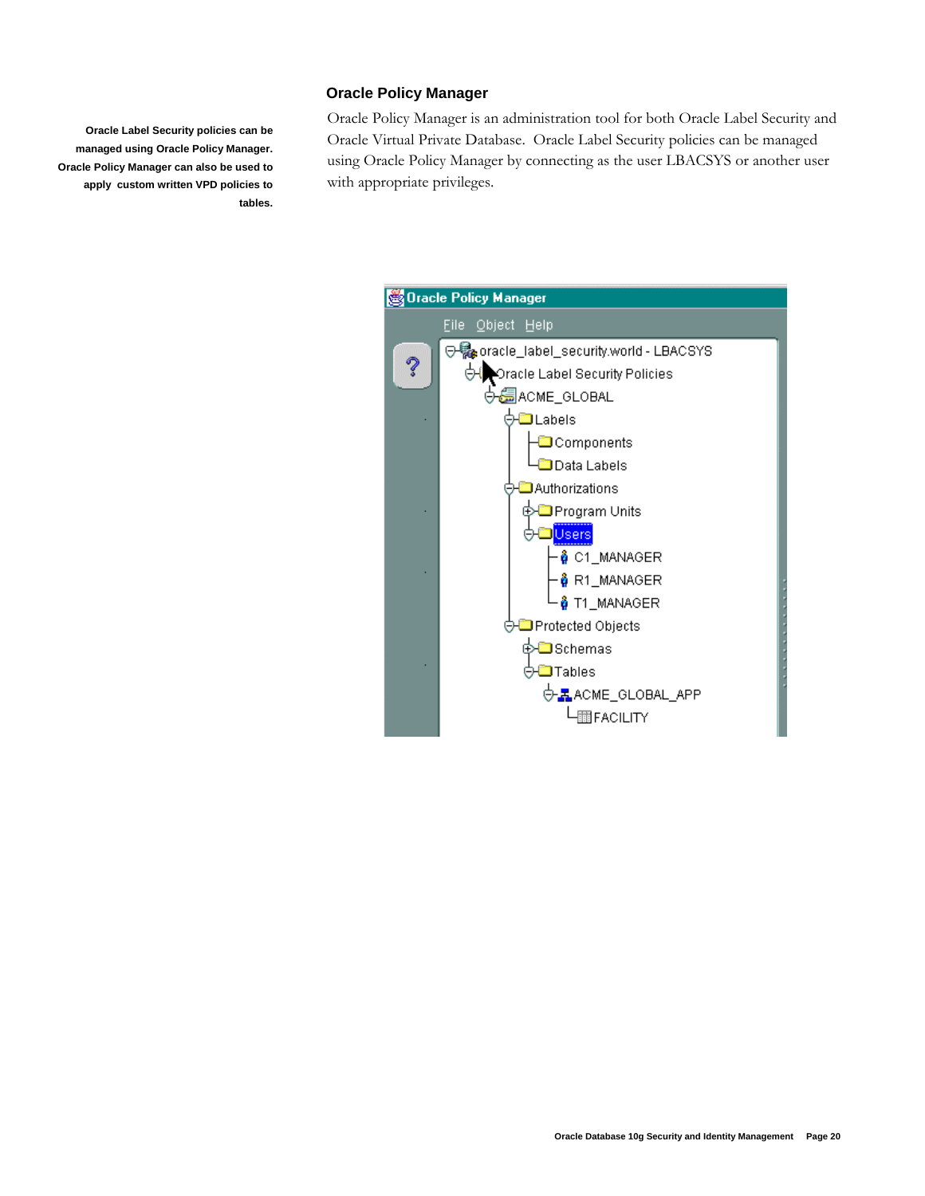## Oracle Policy Manager

**Oracle Label Security policies can be managed using Oracle Policy Manager. Oracle Policy Manager can also be used to apply custom written VPD policies to tables.**

Oracle Policy Manager is an administration tool for both Oracle Label Security and Oracle Virtual Private Database. Oracle Label Security policies can be managed using Oracle Policy Manager by connecting as the user LBACSYS or another user with appropriate privileges.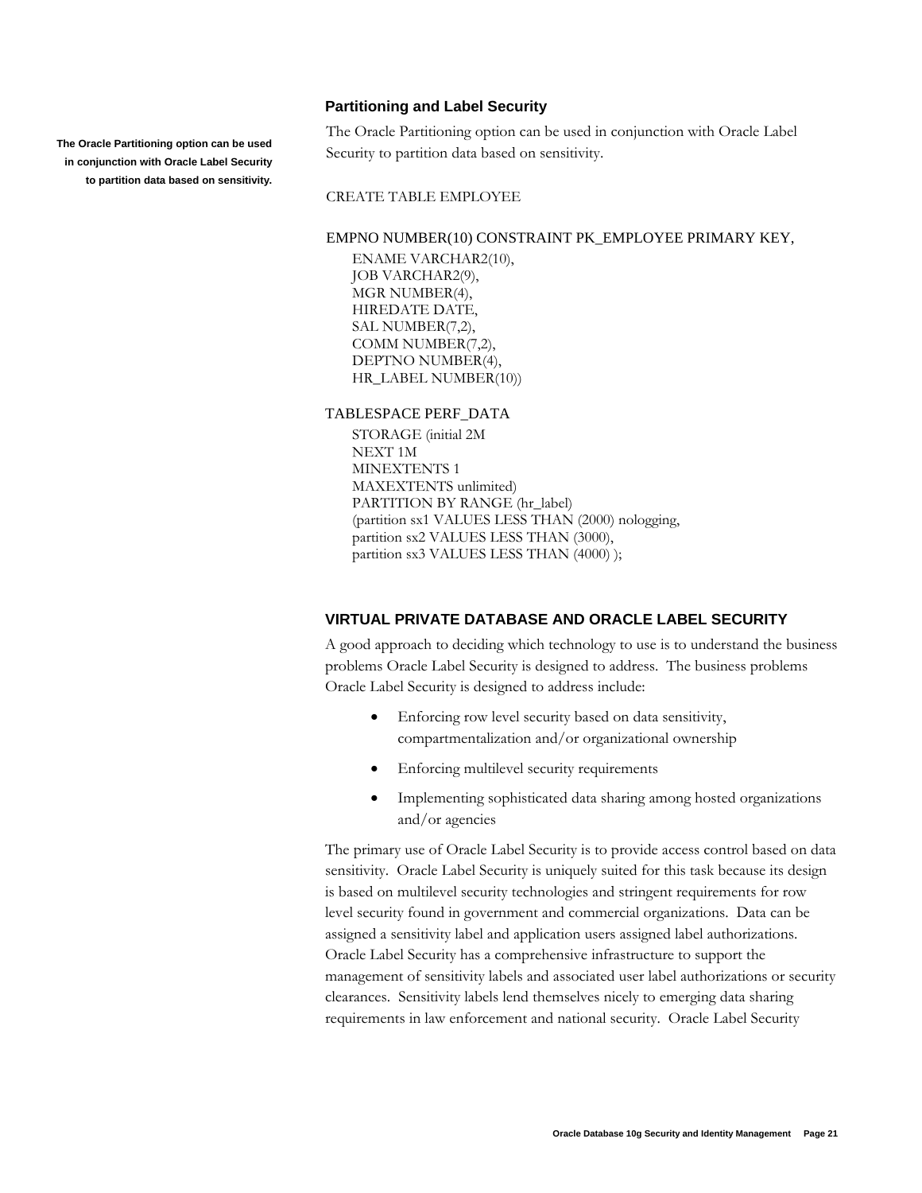### Partitioning and Label Security

**The Oracle Partitioning option can be used in conjunction with Oracle Label Security to partition data based on sensitivity.**

The Oracle Partitioning option can be used in conjunction with Oracle Label Security to partition data based on sensitivity.

```
CREATE TABLE EMPLOYEE

EMPNO NUMBER(10) CONSTRAINT PK_EMPLOYEE PRIMARY KEY,
    ENAME VARCHAR2(10),
    JOB VARCHAR2(9),
    MGR NUMBER(4),
    HIREDATE DATE,
    SAL NUMBER(7,2),
    COMM NUMBER(7,2),
    DEPTNO NUMBER(4),
    HR_LABEL NUMBER(10))

TABLESPACE PERF_DATA
    STORAGE (initial 2M
    NEXT 1M
    MINEXTENTS 1
    MAXEXTENTS unlimited)
    PARTITION BY RANGE (hr_label)
    (partition sx1 VALUES LESS THAN (2000) nologging,
    partition sx2 VALUES LESS THAN (3000),
    partition sx3 VALUES LESS THAN (4000) );
```

## VIRTUAL PRIVATE DATABASE AND ORACLE LABEL SECURITY

A good approach to deciding which technology to use is to understand the business problems Oracle Label Security is designed to address. The business problems Oracle Label Security is designed to address include:

- Enforcing row level security based on data sensitivity, compartmentalization and/or organizational ownership
- Enforcing multilevel security requirements
- Implementing sophisticated data sharing among hosted organizations and/or agencies

The primary use of Oracle Label Security is to provide access control based on data sensitivity. Oracle Label Security is uniquely suited for this task because its design is based on multilevel security technologies and stringent requirements for row level security found in government and commercial organizations. Data can be assigned a sensitivity label and application users assigned label authorizations. Oracle Label Security has a comprehensive infrastructure to support the management of sensitivity labels and associated user label authorizations or security clearances. Sensitivity labels lend themselves nicely to emerging data sharing requirements in law enforcement and national security. Oracle Label Security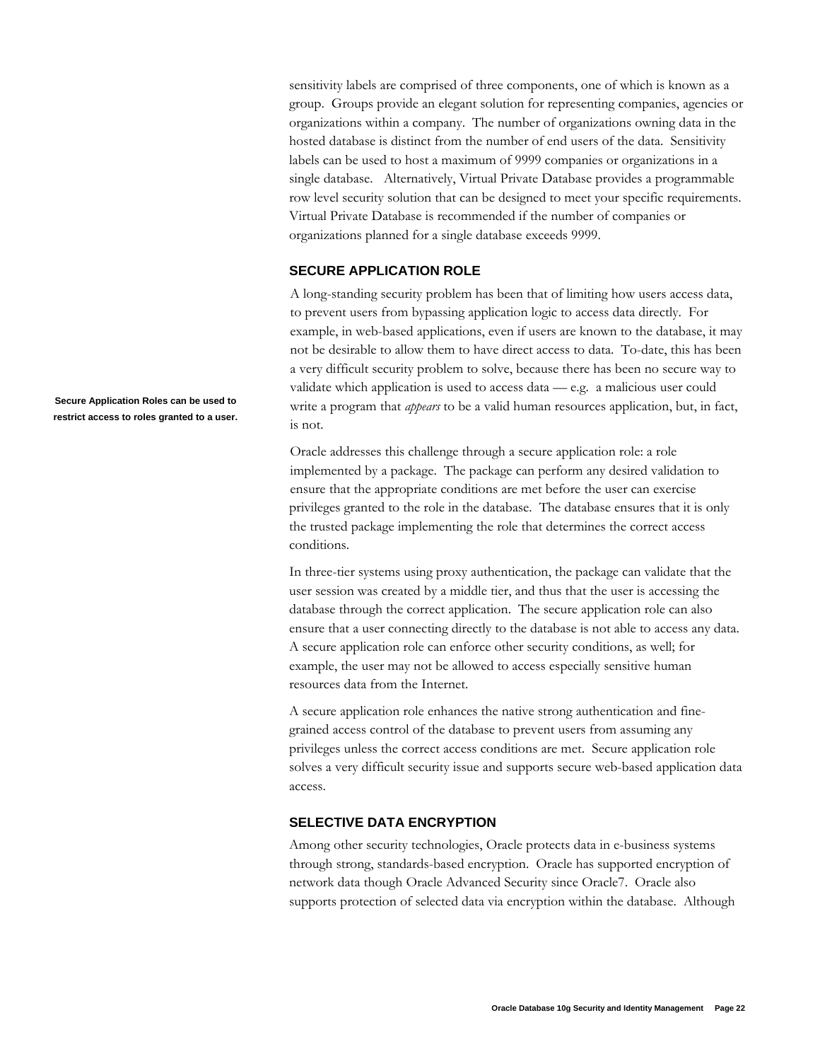sensitivity labels are comprised of three components, one of which is known as a group. Groups provide an elegant solution for representing companies, agencies or organizations within a company. The number of organizations owning data in the hosted database is distinct from the number of end users of the data. Sensitivity labels can be used to host a maximum of 9999 companies or organizations in a single database. Alternatively, Virtual Private Database provides a programmable row level security solution that can be designed to meet your specific requirements. Virtual Private Database is recommended if the number of companies or organizations planned for a single database exceeds 9999.

### SECURE APPLICATION ROLE

**Secure Application Roles can be used to restrict access to roles granted to a user.**

A long-standing security problem has been that of limiting how users access data, to prevent users from bypassing application logic to access data directly. For example, in web-based applications, even if users are known to the database, it may not be desirable to allow them to have direct access to data. To-date, this has been a very difficult security problem to solve, because there has been no secure way to validate which application is used to access data — e.g. a malicious user could write a program that *appears* to be a valid human resources application, but, in fact, is not.

Oracle addresses this challenge through a secure application role: a role implemented by a package. The package can perform any desired validation to ensure that the appropriate conditions are met before the user can exercise privileges granted to the role in the database. The database ensures that it is only the trusted package implementing the role that determines the correct access conditions.

In three-tier systems using proxy authentication, the package can validate that the user session was created by a middle tier, and thus that the user is accessing the database through the correct application. The secure application role can also ensure that a user connecting directly to the database is not able to access any data. A secure application role can enforce other security conditions, as well; for example, the user may not be allowed to access especially sensitive human resources data from the Internet.

A secure application role enhances the native strong authentication and fine-grained access control of the database to prevent users from assuming any privileges unless the correct access conditions are met. Secure application role solves a very difficult security issue and supports secure web-based application data access.

### SELECTIVE DATA ENCRYPTION

Among other security technologies, Oracle protects data in e-business systems through strong, standards-based encryption. Oracle has supported encryption of network data though Oracle Advanced Security since Oracle7. Oracle also supports protection of selected data via encryption within the database. Although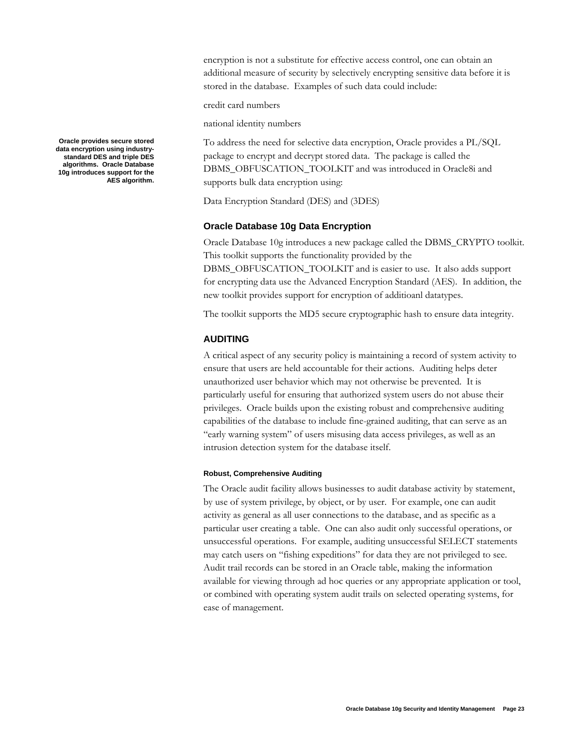encryption is not a substitute for effective access control, one can obtain an additional measure of security by selectively encrypting sensitive data before it is stored in the database. Examples of such data could include:

credit card numbers

national identity numbers

**Oracle provides secure stored data encryption using industry-standard DES and triple DES algorithms. Oracle Database 10g introduces support for the AES algorithm.**

To address the need for selective data encryption, Oracle provides a PL/SQL package to encrypt and decrypt stored data. The package is called the DBMS_OBFUSCATION_TOOLKIT and was introduced in Oracle8i and supports bulk data encryption using:

Data Encryption Standard (DES) and (3DES)

### Oracle Database 10g Data Encryption

Oracle Database 10g introduces a new package called the DBMS_CRYPTO toolkit. This toolkit supports the functionality provided by the DBMS_OBFUSCATION_TOOLKIT and is easier to use. It also adds support for encrypting data use the Advanced Encryption Standard (AES). In addition, the new toolkit provides support for encryption of additioanl datatypes.

The toolkit supports the MD5 secure cryptographic hash to ensure data integrity.

## AUDITING

A critical aspect of any security policy is maintaining a record of system activity to ensure that users are held accountable for their actions. Auditing helps deter unauthorized user behavior which may not otherwise be prevented. It is particularly useful for ensuring that authorized system users do not abuse their privileges. Oracle builds upon the existing robust and comprehensive auditing capabilities of the database to include fine-grained auditing, that can serve as an "early warning system" of users misusing data access privileges, as well as an intrusion detection system for the database itself.

#### Robust, Comprehensive Auditing

The Oracle audit facility allows businesses to audit database activity by statement, by use of system privilege, by object, or by user. For example, one can audit activity as general as all user connections to the database, and as specific as a particular user creating a table. One can also audit only successful operations, or unsuccessful operations. For example, auditing unsuccessful SELECT statements may catch users on "fishing expeditions" for data they are not privileged to see. Audit trail records can be stored in an Oracle table, making the information available for viewing through ad hoc queries or any appropriate application or tool, or combined with operating system audit trails on selected operating systems, for ease of management.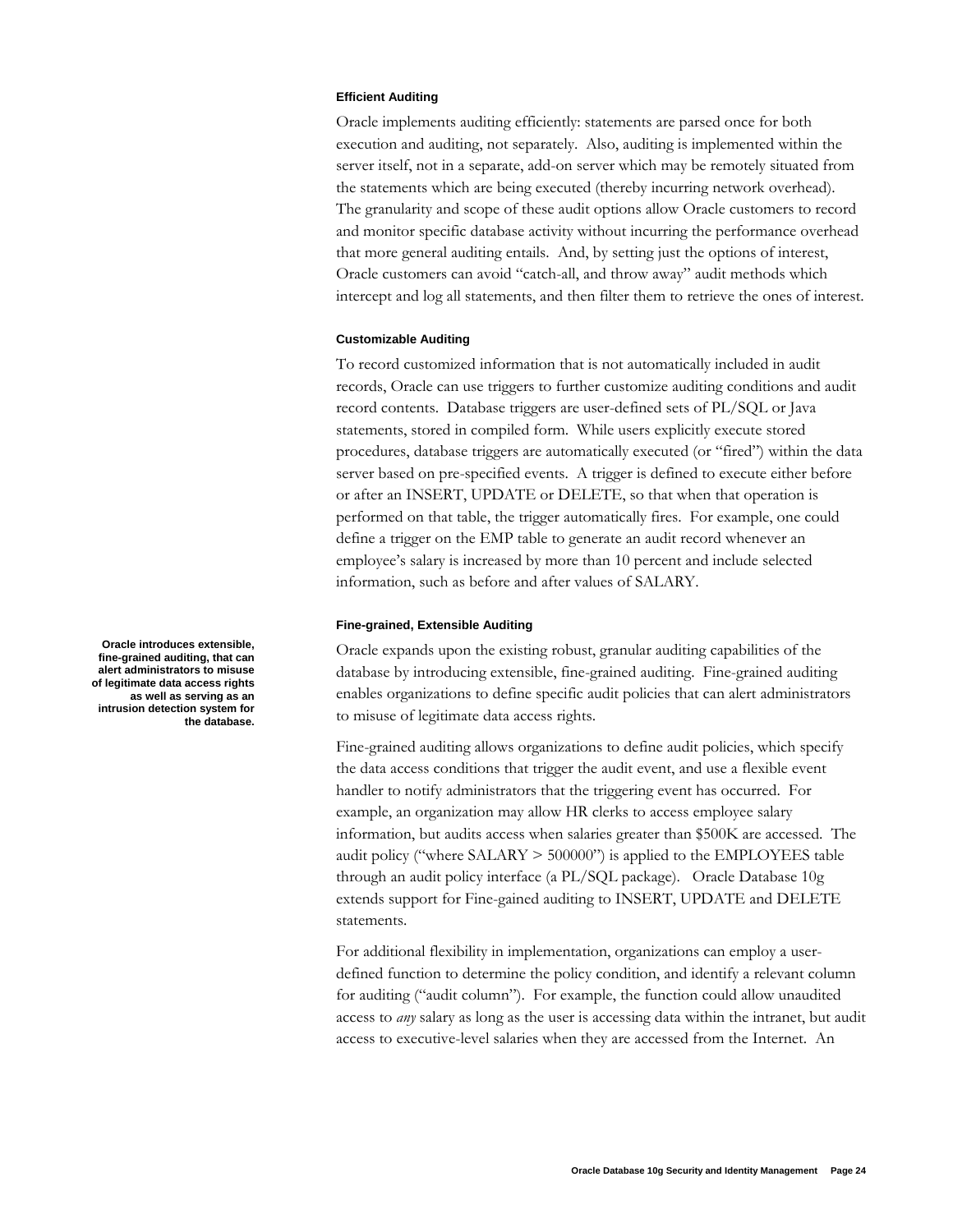### Efficient Auditing

Oracle implements auditing efficiently: statements are parsed once for both execution and auditing, not separately. Also, auditing is implemented within the server itself, not in a separate, add-on server which may be remotely situated from the statements which are being executed (thereby incurring network overhead). The granularity and scope of these audit options allow Oracle customers to record and monitor specific database activity without incurring the performance overhead that more general auditing entails. And, by setting just the options of interest, Oracle customers can avoid "catch-all, and throw away" audit methods which intercept and log all statements, and then filter them to retrieve the ones of interest.

### Customizable Auditing

To record customized information that is not automatically included in audit records, Oracle can use triggers to further customize auditing conditions and audit record contents. Database triggers are user-defined sets of PL/SQL or Java statements, stored in compiled form. While users explicitly execute stored procedures, database triggers are automatically executed (or "fired") within the data server based on pre-specified events. A trigger is defined to execute either before or after an INSERT, UPDATE or DELETE, so that when that operation is performed on that table, the trigger automatically fires. For example, one could define a trigger on the EMP table to generate an audit record whenever an employee's salary is increased by more than 10 percent and include selected information, such as before and after values of SALARY.

### Fine-grained, Extensible Auditing

**Oracle introduces extensible, fine-grained auditing, that can alert administrators to misuse of legitimate data access rights as well as serving as an intrusion detection system for the database.**

Oracle expands upon the existing robust, granular auditing capabilities of the database by introducing extensible, fine-grained auditing. Fine-grained auditing enables organizations to define specific audit policies that can alert administrators to misuse of legitimate data access rights.

Fine-grained auditing allows organizations to define audit policies, which specify the data access conditions that trigger the audit event, and use a flexible event handler to notify administrators that the triggering event has occurred. For example, an organization may allow HR clerks to access employee salary information, but audits access when salaries greater than $500K are accessed. The audit policy ("where SALARY > 500000") is applied to the EMPLOYEES table through an audit policy interface (a PL/SQL package). Oracle Database 10g extends support for Fine-gained auditing to INSERT, UPDATE and DELETE statements.

For additional flexibility in implementation, organizations can employ a user-defined function to determine the policy condition, and identify a relevant column for auditing ("audit column"). For example, the function could allow unaudited access to *any* salary as long as the user is accessing data within the intranet, but audit access to executive-level salaries when they are accessed from the Internet. An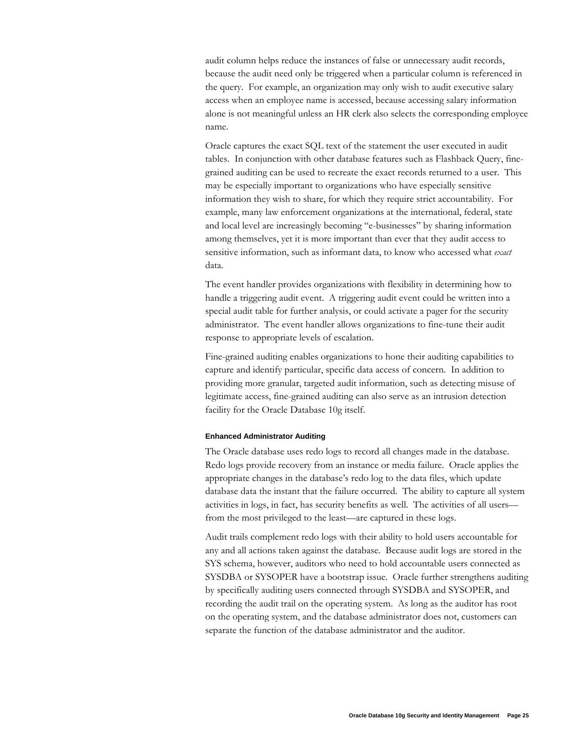audit column helps reduce the instances of false or unnecessary audit records, because the audit need only be triggered when a particular column is referenced in the query. For example, an organization may only wish to audit executive salary access when an employee name is accessed, because accessing salary information alone is not meaningful unless an HR clerk also selects the corresponding employee name.

Oracle captures the exact SQL text of the statement the user executed in audit tables. In conjunction with other database features such as Flashback Query, fine-grained auditing can be used to recreate the exact records returned to a user. This may be especially important to organizations who have especially sensitive information they wish to share, for which they require strict accountability. For example, many law enforcement organizations at the international, federal, state and local level are increasingly becoming "e-businesses" by sharing information among themselves, yet it is more important than ever that they audit access to sensitive information, such as informant data, to know who accessed what *exact* data.

The event handler provides organizations with flexibility in determining how to handle a triggering audit event. A triggering audit event could be written into a special audit table for further analysis, or could activate a pager for the security administrator. The event handler allows organizations to fine-tune their audit response to appropriate levels of escalation.

Fine-grained auditing enables organizations to hone their auditing capabilities to capture and identify particular, specific data access of concern. In addition to providing more granular, targeted audit information, such as detecting misuse of legitimate access, fine-grained auditing can also serve as an intrusion detection facility for the Oracle Database 10g itself.

#### Enhanced Administrator Auditing

The Oracle database uses redo logs to record all changes made in the database. Redo logs provide recovery from an instance or media failure. Oracle applies the appropriate changes in the database's redo log to the data files, which update database data the instant that the failure occurred. The ability to capture all system activities in logs, in fact, has security benefits as well. The activities of all users—from the most privileged to the least—are captured in these logs.

Audit trails complement redo logs with their ability to hold users accountable for any and all actions taken against the database. Because audit logs are stored in the SYS schema, however, auditors who need to hold accountable users connected as SYSDBA or SYSOPER have a bootstrap issue. Oracle further strengthens auditing by specifically auditing users connected through SYSDBA and SYSOPER, and recording the audit trail on the operating system. As long as the auditor has root on the operating system, and the database administrator does not, customers can separate the function of the database administrator and the auditor.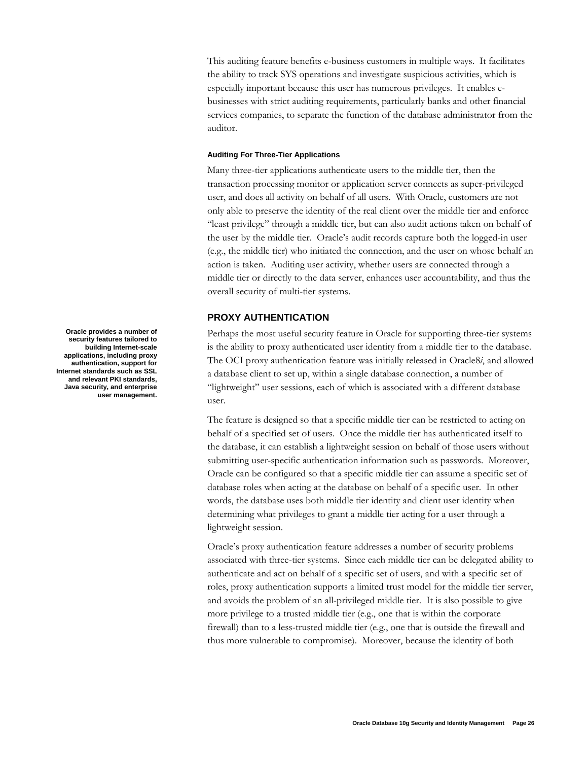This auditing feature benefits e-business customers in multiple ways. It facilitates the ability to track SYS operations and investigate suspicious activities, which is especially important because this user has numerous privileges. It enables e-businesses with strict auditing requirements, particularly banks and other financial services companies, to separate the function of the database administrator from the auditor.

#### Auditing For Three-Tier Applications

Many three-tier applications authenticate users to the middle tier, then the transaction processing monitor or application server connects as super-privileged user, and does all activity on behalf of all users. With Oracle, customers are not only able to preserve the identity of the real client over the middle tier and enforce "least privilege" through a middle tier, but can also audit actions taken on behalf of the user by the middle tier. Oracle's audit records capture both the logged-in user (e.g., the middle tier) who initiated the connection, and the user on whose behalf an action is taken. Auditing user activity, whether users are connected through a middle tier or directly to the data server, enhances user accountability, and thus the overall security of multi-tier systems.

### PROXY AUTHENTICATION

**Oracle provides a number of security features tailored to building Internet-scale applications, including proxy authentication, support for Internet standards such as SSL and relevant PKI standards, Java security, and enterprise user management.**

Perhaps the most useful security feature in Oracle for supporting three-tier systems is the ability to proxy authenticated user identity from a middle tier to the database. The OCI proxy authentication feature was initially released in Oracle8*i*, and allowed a database client to set up, within a single database connection, a number of "lightweight" user sessions, each of which is associated with a different database user.

The feature is designed so that a specific middle tier can be restricted to acting on behalf of a specified set of users. Once the middle tier has authenticated itself to the database, it can establish a lightweight session on behalf of those users without submitting user-specific authentication information such as passwords. Moreover, Oracle can be configured so that a specific middle tier can assume a specific set of database roles when acting at the database on behalf of a specific user. In other words, the database uses both middle tier identity and client user identity when determining what privileges to grant a middle tier acting for a user through a lightweight session.

Oracle's proxy authentication feature addresses a number of security problems associated with three-tier systems. Since each middle tier can be delegated ability to authenticate and act on behalf of a specific set of users, and with a specific set of roles, proxy authentication supports a limited trust model for the middle tier server, and avoids the problem of an all-privileged middle tier. It is also possible to give more privilege to a trusted middle tier (e.g., one that is within the corporate firewall) than to a less-trusted middle tier (e.g., one that is outside the firewall and thus more vulnerable to compromise). Moreover, because the identity of both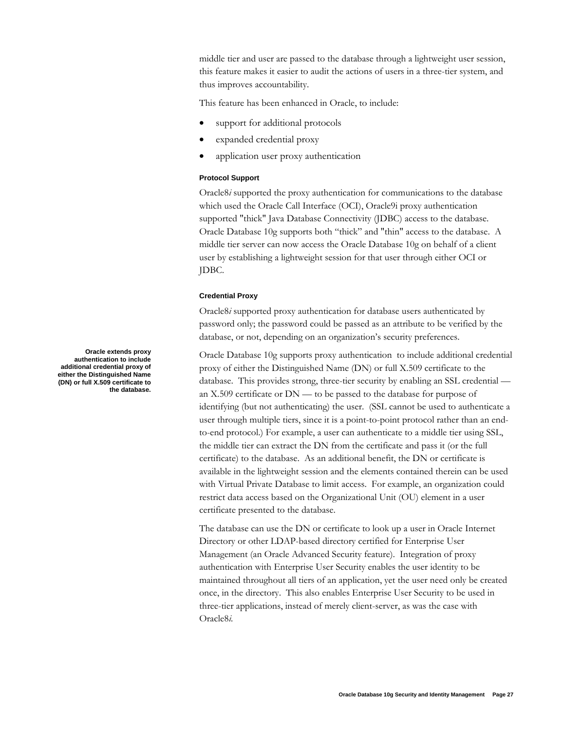middle tier and user are passed to the database through a lightweight user session, this feature makes it easier to audit the actions of users in a three-tier system, and thus improves accountability.

This feature has been enhanced in Oracle, to include:

- support for additional protocols
- expanded credential proxy
- application user proxy authentication

#### Protocol Support

Oracle8*i* supported the proxy authentication for communications to the database which used the Oracle Call Interface (OCI), Oracle9i proxy authentication supported "thick" Java Database Connectivity (JDBC) access to the database. Oracle Database 10g supports both "thick" and "thin" access to the database. A middle tier server can now access the Oracle Database 10g on behalf of a client user by establishing a lightweight session for that user through either OCI or JDBC.

#### Credential Proxy

Oracle8*i* supported proxy authentication for database users authenticated by password only; the password could be passed as an attribute to be verified by the database, or not, depending on an organization's security preferences.

**Oracle extends proxy authentication to include additional credential proxy of either the Distinguished Name (DN) or full X.509 certificate to the database.**

Oracle Database 10g supports proxy authentication to include additional credential proxy of either the Distinguished Name (DN) or full X.509 certificate to the database. This provides strong, three-tier security by enabling an SSL credential — an X.509 certificate or DN — to be passed to the database for purpose of identifying (but not authenticating) the user. (SSL cannot be used to authenticate a user through multiple tiers, since it is a point-to-point protocol rather than an end-to-end protocol.) For example, a user can authenticate to a middle tier using SSL, the middle tier can extract the DN from the certificate and pass it (or the full certificate) to the database. As an additional benefit, the DN or certificate is available in the lightweight session and the elements contained therein can be used with Virtual Private Database to limit access. For example, an organization could restrict data access based on the Organizational Unit (OU) element in a user certificate presented to the database.

The database can use the DN or certificate to look up a user in Oracle Internet Directory or other LDAP-based directory certified for Enterprise User Management (an Oracle Advanced Security feature). Integration of proxy authentication with Enterprise User Security enables the user identity to be maintained throughout all tiers of an application, yet the user need only be created once, in the directory. This also enables Enterprise User Security to be used in three-tier applications, instead of merely client-server, as was the case with Oracle8*i*.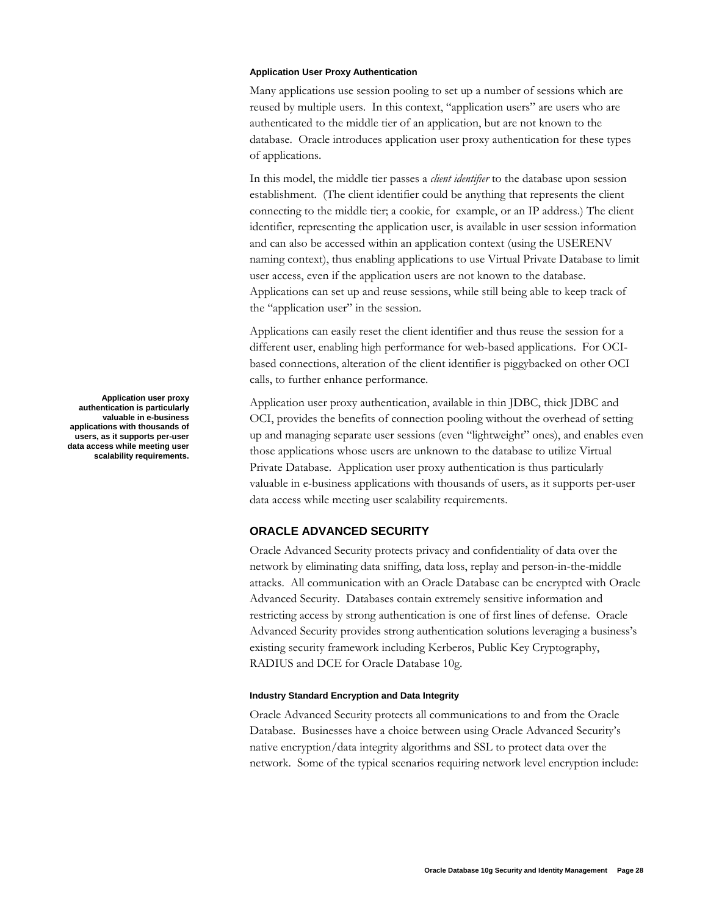### Application User Proxy Authentication

Many applications use session pooling to set up a number of sessions which are reused by multiple users. In this context, "application users" are users who are authenticated to the middle tier of an application, but are not known to the database. Oracle introduces application user proxy authentication for these types of applications.

In this model, the middle tier passes a *client identifier* to the database upon session establishment. (The client identifier could be anything that represents the client connecting to the middle tier; a cookie, for example, or an IP address.) The client identifier, representing the application user, is available in user session information and can also be accessed within an application context (using the USERENV naming context), thus enabling applications to use Virtual Private Database to limit user access, even if the application users are not known to the database. Applications can set up and reuse sessions, while still being able to keep track of the "application user" in the session.

Applications can easily reset the client identifier and thus reuse the session for a different user, enabling high performance for web-based applications. For OCI-based connections, alteration of the client identifier is piggybacked on other OCI calls, to further enhance performance.

**Application user proxy authentication is particularly valuable in e-business applications with thousands of users, as it supports per-user data access while meeting user scalability requirements.**

Application user proxy authentication, available in thin JDBC, thick JDBC and OCI, provides the benefits of connection pooling without the overhead of setting up and managing separate user sessions (even "lightweight" ones), and enables even those applications whose users are unknown to the database to utilize Virtual Private Database. Application user proxy authentication is thus particularly valuable in e-business applications with thousands of users, as it supports per-user data access while meeting user scalability requirements.

## ORACLE ADVANCED SECURITY

Oracle Advanced Security protects privacy and confidentiality of data over the network by eliminating data sniffing, data loss, replay and person-in-the-middle attacks. All communication with an Oracle Database can be encrypted with Oracle Advanced Security. Databases contain extremely sensitive information and restricting access by strong authentication is one of first lines of defense. Oracle Advanced Security provides strong authentication solutions leveraging a business's existing security framework including Kerberos, Public Key Cryptography, RADIUS and DCE for Oracle Database 10g.

### Industry Standard Encryption and Data Integrity

Oracle Advanced Security protects all communications to and from the Oracle Database. Businesses have a choice between using Oracle Advanced Security's native encryption/data integrity algorithms and SSL to protect data over the network. Some of the typical scenarios requiring network level encryption include: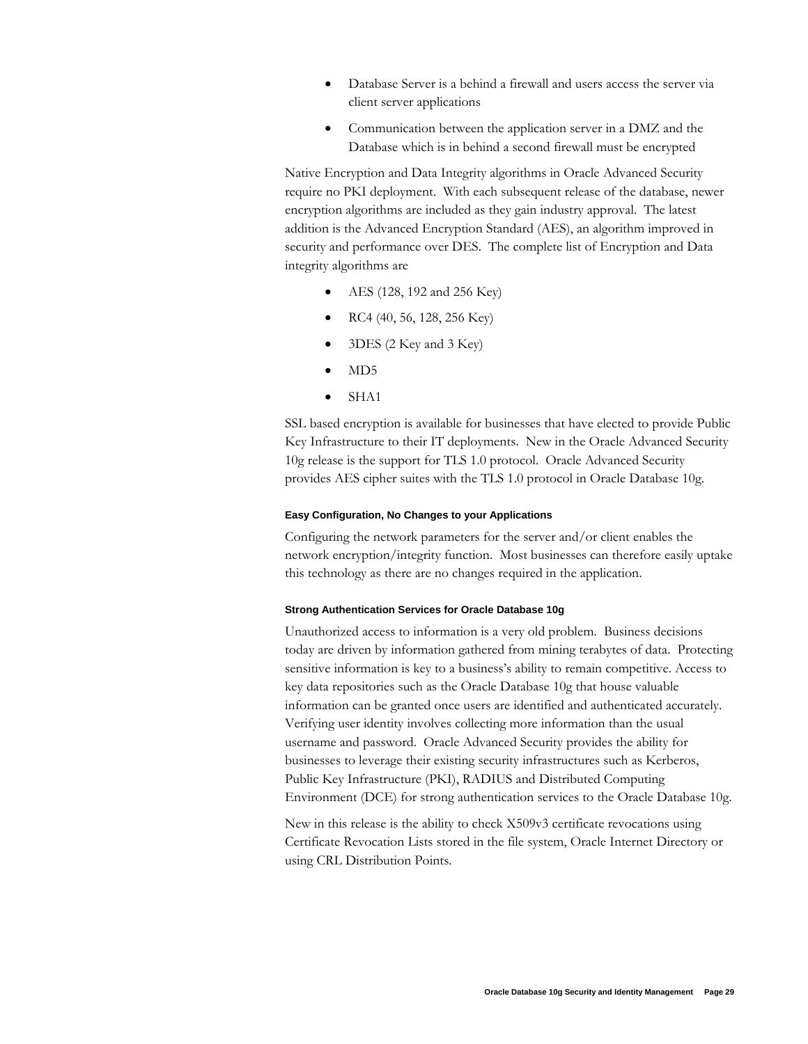- Database Server is a behind a firewall and users access the server via client server applications
- Communication between the application server in a DMZ and the Database which is in behind a second firewall must be encrypted

Native Encryption and Data Integrity algorithms in Oracle Advanced Security require no PKI deployment. With each subsequent release of the database, newer encryption algorithms are included as they gain industry approval. The latest addition is the Advanced Encryption Standard (AES), an algorithm improved in security and performance over DES. The complete list of Encryption and Data integrity algorithms are

- AES (128, 192 and 256 Key)
- RC4 (40, 56, 128, 256 Key)
- 3DES (2 Key and 3 Key)
- MD5
- SHA1

SSL based encryption is available for businesses that have elected to provide Public Key Infrastructure to their IT deployments. New in the Oracle Advanced Security 10g release is the support for TLS 1.0 protocol. Oracle Advanced Security provides AES cipher suites with the TLS 1.0 protocol in Oracle Database 10g.

#### Easy Configuration, No Changes to your Applications

Configuring the network parameters for the server and/or client enables the network encryption/integrity function. Most businesses can therefore easily uptake this technology as there are no changes required in the application.

#### Strong Authentication Services for Oracle Database 10g

Unauthorized access to information is a very old problem. Business decisions today are driven by information gathered from mining terabytes of data. Protecting sensitive information is key to a business's ability to remain competitive. Access to key data repositories such as the Oracle Database 10g that house valuable information can be granted once users are identified and authenticated accurately. Verifying user identity involves collecting more information than the usual username and password. Oracle Advanced Security provides the ability for businesses to leverage their existing security infrastructures such as Kerberos, Public Key Infrastructure (PKI), RADIUS and Distributed Computing Environment (DCE) for strong authentication services to the Oracle Database 10g.

New in this release is the ability to check X509v3 certificate revocations using Certificate Revocation Lists stored in the file system, Oracle Internet Directory or using CRL Distribution Points.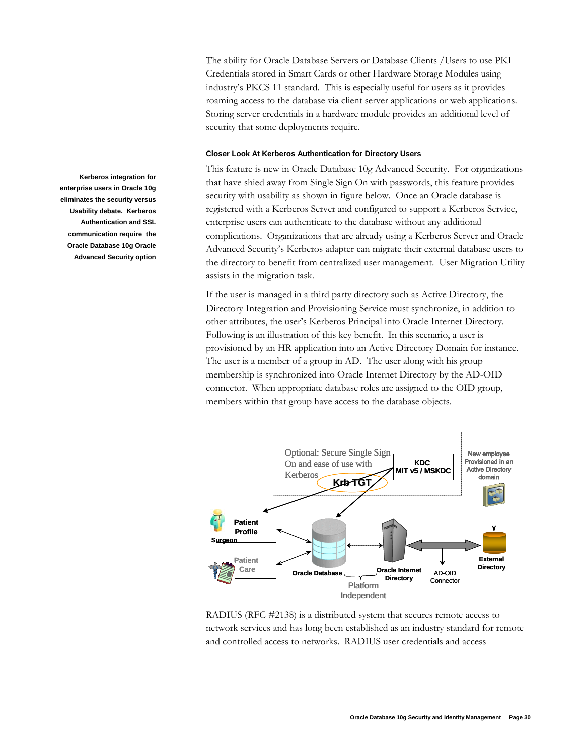The ability for Oracle Database Servers or Database Clients /Users to use PKI Credentials stored in Smart Cards or other Hardware Storage Modules using industry's PKCS 11 standard. This is especially useful for users as it provides roaming access to the database via client server applications or web applications. Storing server credentials in a hardware module provides an additional level of security that some deployments require.

#### Closer Look At Kerberos Authentication for Directory Users

**Kerberos integration for enterprise users in Oracle 10g eliminates the security versus Usability debate. Kerberos Authentication and SSL communication require the Oracle Database 10g Oracle Advanced Security option**

This feature is new in Oracle Database 10g Advanced Security. For organizations that have shied away from Single Sign On with passwords, this feature provides security with usability as shown in figure below. Once an Oracle database is registered with a Kerberos Server and configured to support a Kerberos Service, enterprise users can authenticate to the database without any additional complications. Organizations that are already using a Kerberos Server and Oracle Advanced Security's Kerberos adapter can migrate their external database users to the directory to benefit from centralized user management. User Migration Utility assists in the migration task.

If the user is managed in a third party directory such as Active Directory, the Directory Integration and Provisioning Service must synchronize, in addition to other attributes, the user's Kerberos Principal into Oracle Internet Directory. Following is an illustration of this key benefit. In this scenario, a user is provisioned by an HR application into an Active Directory Domain for instance. The user is a member of a group in AD. The user along with his group membership is synchronized into Oracle Internet Directory by the AD-OID connector. When appropriate database roles are assigned to the OID group, members within that group have access to the database objects.

RADIUS (RFC #2138) is a distributed system that secures remote access to network services and has long been established as an industry standard for remote and controlled access to networks. RADIUS user credentials and access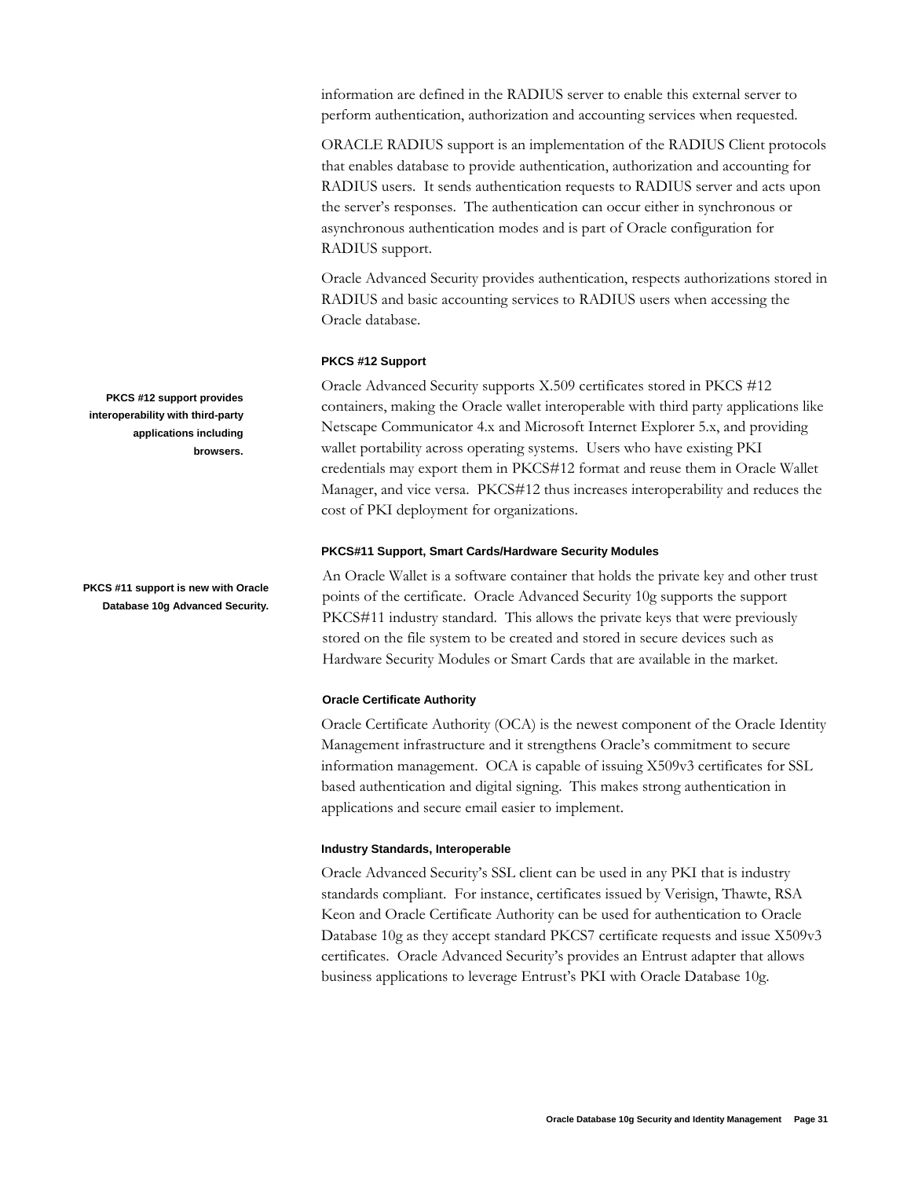information are defined in the RADIUS server to enable this external server to perform authentication, authorization and accounting services when requested.

ORACLE RADIUS support is an implementation of the RADIUS Client protocols that enables database to provide authentication, authorization and accounting for RADIUS users. It sends authentication requests to RADIUS server and acts upon the server's responses. The authentication can occur either in synchronous or asynchronous authentication modes and is part of Oracle configuration for RADIUS support.

Oracle Advanced Security provides authentication, respects authorizations stored in RADIUS and basic accounting services to RADIUS users when accessing the Oracle database.

#### PKCS #12 Support

**PKCS #12 support provides interoperability with third-party applications including browsers.**

Oracle Advanced Security supports X.509 certificates stored in PKCS #12 containers, making the Oracle wallet interoperable with third party applications like Netscape Communicator 4.x and Microsoft Internet Explorer 5.x, and providing wallet portability across operating systems. Users who have existing PKI credentials may export them in PKCS#12 format and reuse them in Oracle Wallet Manager, and vice versa. PKCS#12 thus increases interoperability and reduces the cost of PKI deployment for organizations.

#### PKCS#11 Support, Smart Cards/Hardware Security Modules

**PKCS #11 support is new with Oracle Database 10g Advanced Security.**

An Oracle Wallet is a software container that holds the private key and other trust points of the certificate. Oracle Advanced Security 10g supports the support PKCS#11 industry standard. This allows the private keys that were previously stored on the file system to be created and stored in secure devices such as Hardware Security Modules or Smart Cards that are available in the market.

#### Oracle Certificate Authority

Oracle Certificate Authority (OCA) is the newest component of the Oracle Identity Management infrastructure and it strengthens Oracle's commitment to secure information management. OCA is capable of issuing X509v3 certificates for SSL based authentication and digital signing. This makes strong authentication in applications and secure email easier to implement.

#### Industry Standards, Interoperable

Oracle Advanced Security's SSL client can be used in any PKI that is industry standards compliant. For instance, certificates issued by Verisign, Thawte, RSA Keon and Oracle Certificate Authority can be used for authentication to Oracle Database 10g as they accept standard PKCS7 certificate requests and issue X509v3 certificates. Oracle Advanced Security's provides an Entrust adapter that allows business applications to leverage Entrust's PKI with Oracle Database 10g.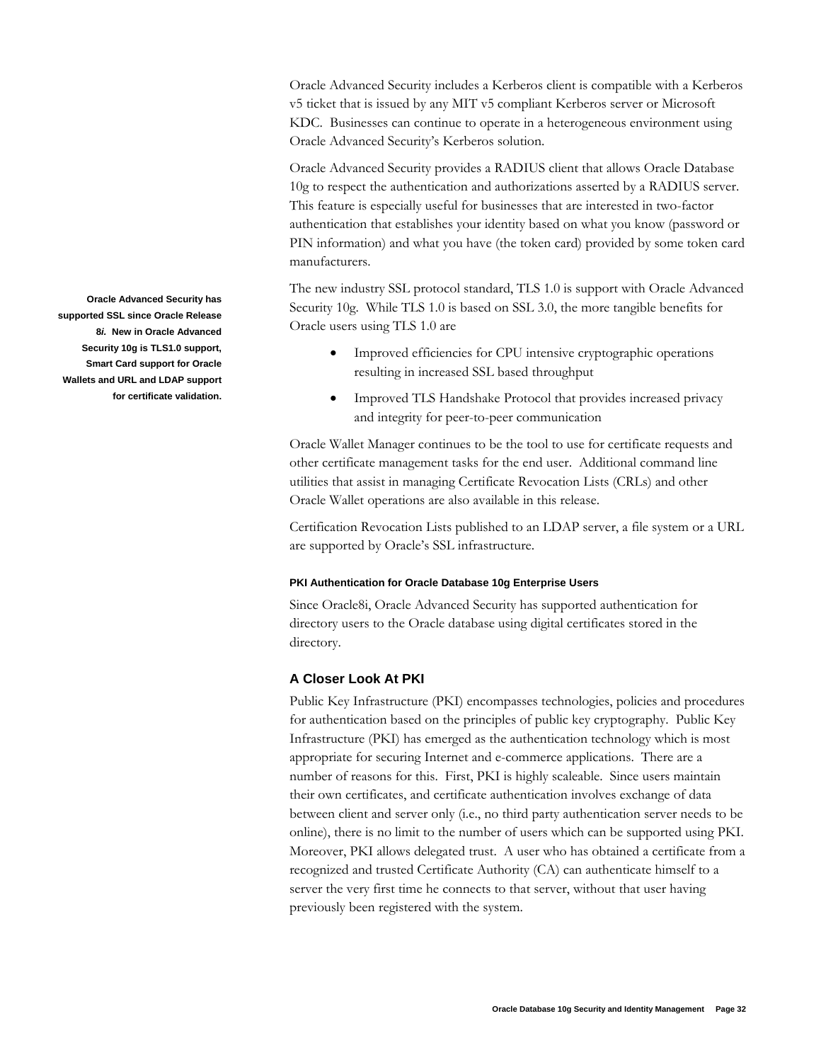Oracle Advanced Security includes a Kerberos client is compatible with a Kerberos v5 ticket that is issued by any MIT v5 compliant Kerberos server or Microsoft KDC. Businesses can continue to operate in a heterogeneous environment using Oracle Advanced Security's Kerberos solution.

Oracle Advanced Security provides a RADIUS client that allows Oracle Database 10g to respect the authentication and authorizations asserted by a RADIUS server. This feature is especially useful for businesses that are interested in two-factor authentication that establishes your identity based on what you know (password or PIN information) and what you have (the token card) provided by some token card manufacturers.

**Oracle Advanced Security has supported SSL since Oracle Release 8*i*. New in Oracle Advanced Security 10g is TLS1.0 support, Smart Card support for Oracle Wallets and URL and LDAP support for certificate validation.**

The new industry SSL protocol standard, TLS 1.0 is support with Oracle Advanced Security 10g. While TLS 1.0 is based on SSL 3.0, the more tangible benefits for Oracle users using TLS 1.0 are

- Improved efficiencies for CPU intensive cryptographic operations resulting in increased SSL based throughput
- Improved TLS Handshake Protocol that provides increased privacy and integrity for peer-to-peer communication

Oracle Wallet Manager continues to be the tool to use for certificate requests and other certificate management tasks for the end user. Additional command line utilities that assist in managing Certificate Revocation Lists (CRLs) and other Oracle Wallet operations are also available in this release.

Certification Revocation Lists published to an LDAP server, a file system or a URL are supported by Oracle's SSL infrastructure.

#### PKI Authentication for Oracle Database 10g Enterprise Users

Since Oracle8i, Oracle Advanced Security has supported authentication for directory users to the Oracle database using digital certificates stored in the directory.

### A Closer Look At PKI

Public Key Infrastructure (PKI) encompasses technologies, policies and procedures for authentication based on the principles of public key cryptography. Public Key Infrastructure (PKI) has emerged as the authentication technology which is most appropriate for securing Internet and e-commerce applications. There are a number of reasons for this. First, PKI is highly scaleable. Since users maintain their own certificates, and certificate authentication involves exchange of data between client and server only (i.e., no third party authentication server needs to be online), there is no limit to the number of users which can be supported using PKI. Moreover, PKI allows delegated trust. A user who has obtained a certificate from a recognized and trusted Certificate Authority (CA) can authenticate himself to a server the very first time he connects to that server, without that user having previously been registered with the system.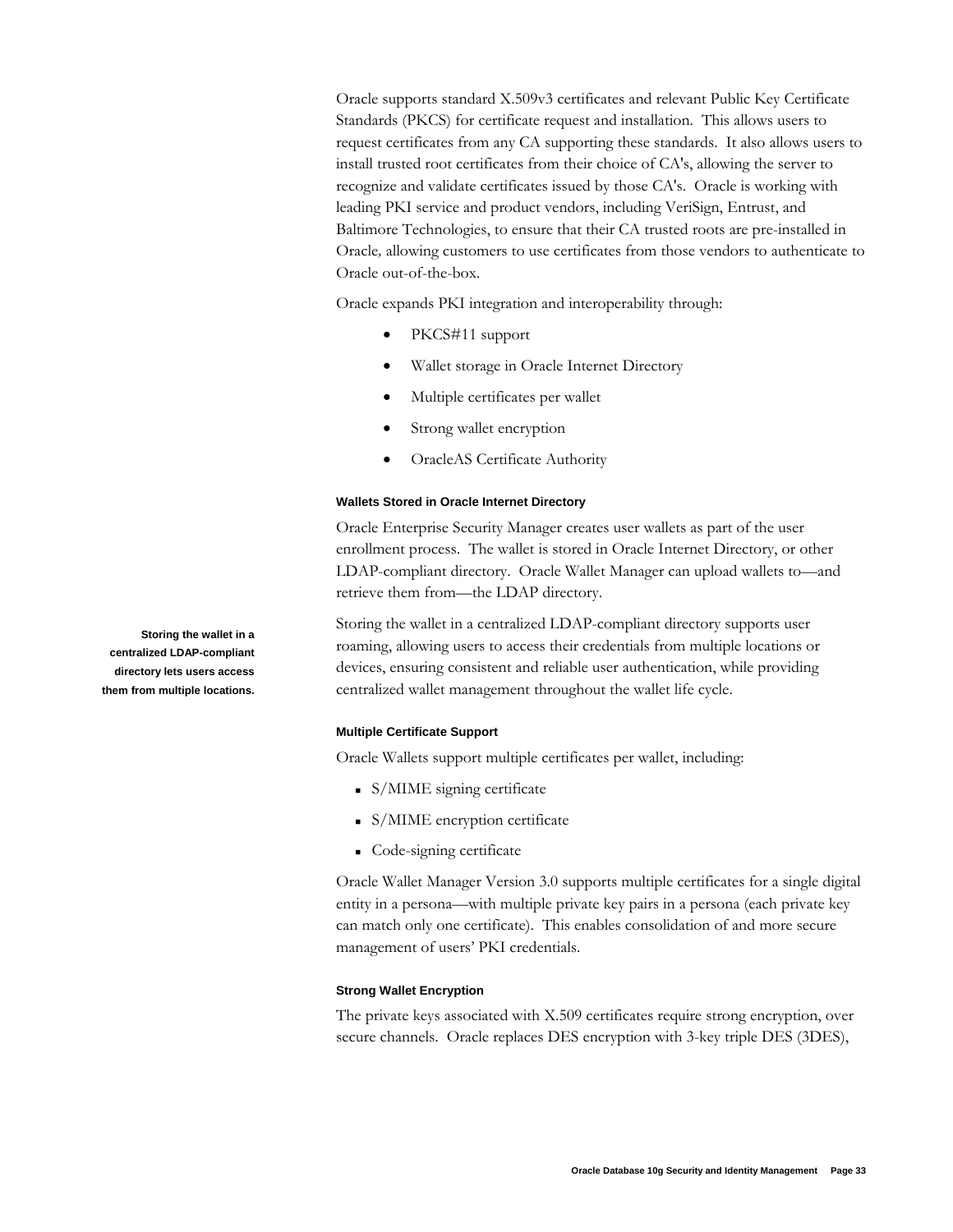Oracle supports standard X.509v3 certificates and relevant Public Key Certificate Standards (PKCS) for certificate request and installation. This allows users to request certificates from any CA supporting these standards. It also allows users to install trusted root certificates from their choice of CA's, allowing the server to recognize and validate certificates issued by those CA's. Oracle is working with leading PKI service and product vendors, including VeriSign, Entrust, and Baltimore Technologies, to ensure that their CA trusted roots are pre-installed in Oracle, allowing customers to use certificates from those vendors to authenticate to Oracle out-of-the-box.

Oracle expands PKI integration and interoperability through:

- PKCS#11 support
- Wallet storage in Oracle Internet Directory
- Multiple certificates per wallet
- Strong wallet encryption
- OracleAS Certificate Authority

#### Wallets Stored in Oracle Internet Directory

Oracle Enterprise Security Manager creates user wallets as part of the user enrollment process. The wallet is stored in Oracle Internet Directory, or other LDAP-compliant directory. Oracle Wallet Manager can upload wallets to—and retrieve them from—the LDAP directory.

**Storing the wallet in a centralized LDAP-compliant directory lets users access them from multiple locations.**

Storing the wallet in a centralized LDAP-compliant directory supports user roaming, allowing users to access their credentials from multiple locations or devices, ensuring consistent and reliable user authentication, while providing centralized wallet management throughout the wallet life cycle.

#### Multiple Certificate Support

Oracle Wallets support multiple certificates per wallet, including:

- S/MIME signing certificate
- S/MIME encryption certificate
- Code-signing certificate

Oracle Wallet Manager Version 3.0 supports multiple certificates for a single digital entity in a persona—with multiple private key pairs in a persona (each private key can match only one certificate). This enables consolidation of and more secure management of users' PKI credentials.

#### Strong Wallet Encryption

The private keys associated with X.509 certificates require strong encryption, over secure channels. Oracle replaces DES encryption with 3-key triple DES (3DES),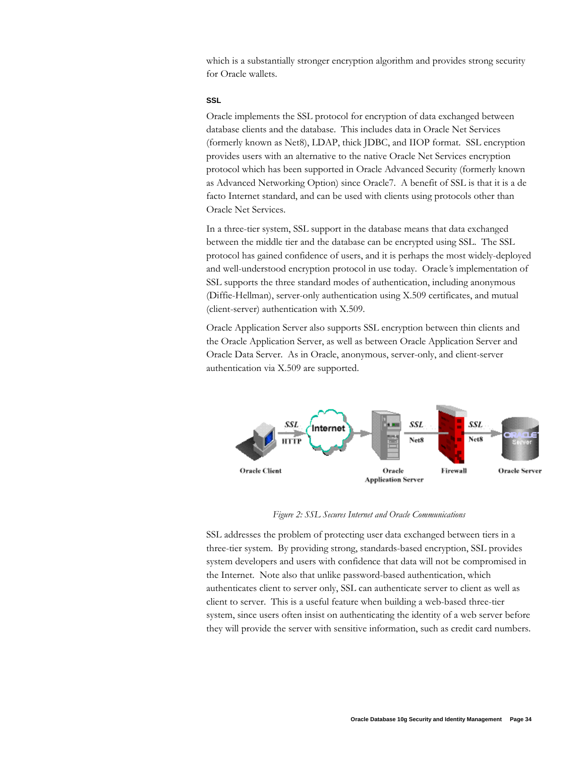which is a substantially stronger encryption algorithm and provides strong security for Oracle wallets.

### SSL

Oracle implements the SSL protocol for encryption of data exchanged between database clients and the database. This includes data in Oracle Net Services (formerly known as Net8), LDAP, thick JDBC, and IIOP format. SSL encryption provides users with an alternative to the native Oracle Net Services encryption protocol which has been supported in Oracle Advanced Security (formerly known as Advanced Networking Option) since Oracle7. A benefit of SSL is that it is a de facto Internet standard, and can be used with clients using protocols other than Oracle Net Services.

In a three-tier system, SSL support in the database means that data exchanged between the middle tier and the database can be encrypted using SSL. The SSL protocol has gained confidence of users, and it is perhaps the most widely-deployed and well-understood encryption protocol in use today. Oracle's implementation of SSL supports the three standard modes of authentication, including anonymous (Diffie-Hellman), server-only authentication using X.509 certificates, and mutual (client-server) authentication with X.509.

Oracle Application Server also supports SSL encryption between thin clients and the Oracle Application Server, as well as between Oracle Application Server and Oracle Data Server. As in Oracle, anonymous, server-only, and client-server authentication via X.509 are supported.

*Figure 2: SSL Secures Internet and Oracle Communications*

SSL addresses the problem of protecting user data exchanged between tiers in a three-tier system. By providing strong, standards-based encryption, SSL provides system developers and users with confidence that data will not be compromised in the Internet. Note also that unlike password-based authentication, which authenticates client to server only, SSL can authenticate server to client as well as client to server. This is a useful feature when building a web-based three-tier system, since users often insist on authenticating the identity of a web server before they will provide the server with sensitive information, such as credit card numbers.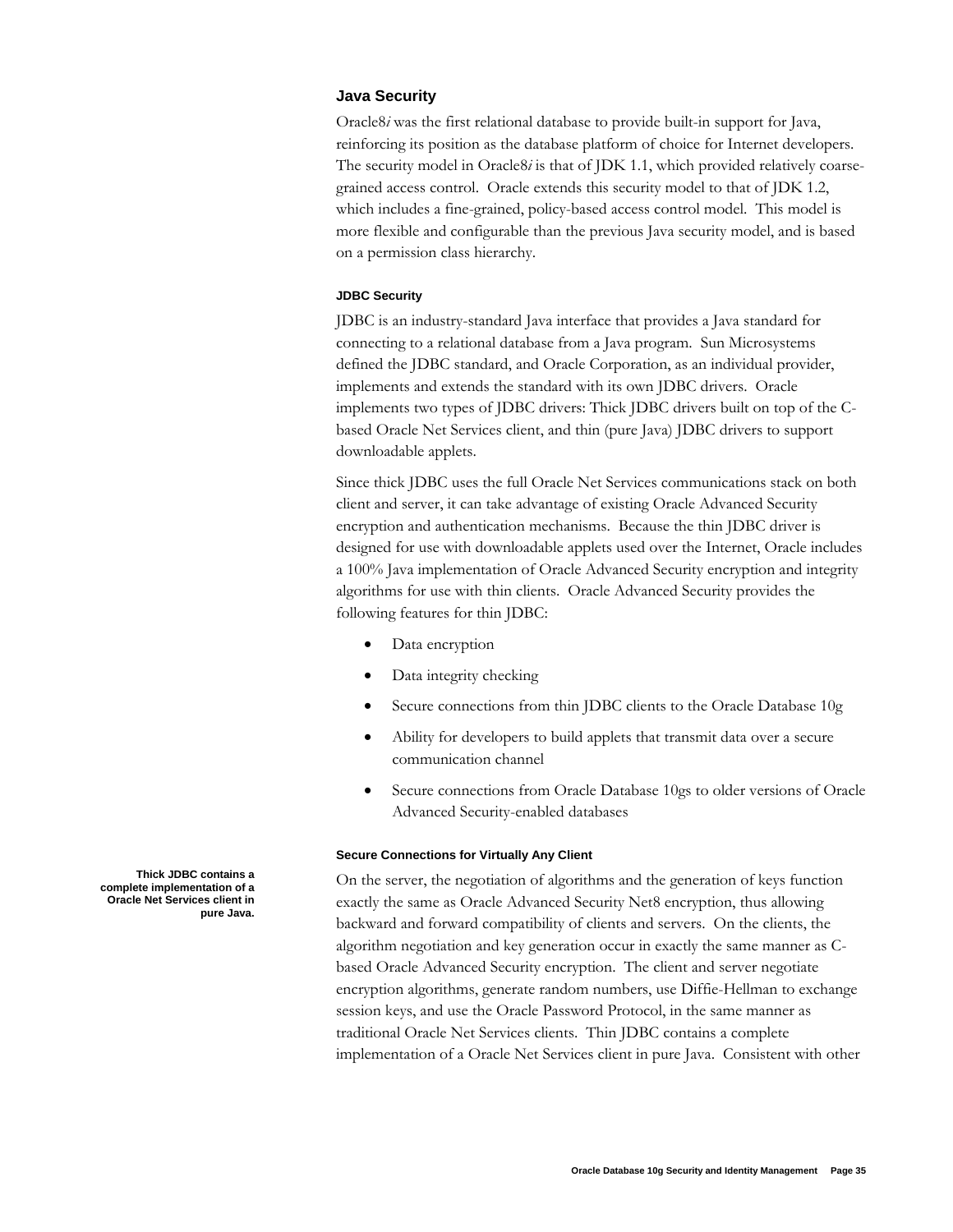## Java Security

Oracle8*i* was the first relational database to provide built-in support for Java, reinforcing its position as the database platform of choice for Internet developers. The security model in Oracle8*i* is that of JDK 1.1, which provided relatively coarse-grained access control. Oracle extends this security model to that of JDK 1.2, which includes a fine-grained, policy-based access control model. This model is more flexible and configurable than the previous Java security model, and is based on a permission class hierarchy.

### JDBC Security

JDBC is an industry-standard Java interface that provides a Java standard for connecting to a relational database from a Java program. Sun Microsystems defined the JDBC standard, and Oracle Corporation, as an individual provider, implements and extends the standard with its own JDBC drivers. Oracle implements two types of JDBC drivers: Thick JDBC drivers built on top of the C-based Oracle Net Services client, and thin (pure Java) JDBC drivers to support downloadable applets.

Since thick JDBC uses the full Oracle Net Services communications stack on both client and server, it can take advantage of existing Oracle Advanced Security encryption and authentication mechanisms. Because the thin JDBC driver is designed for use with downloadable applets used over the Internet, Oracle includes a 100% Java implementation of Oracle Advanced Security encryption and integrity algorithms for use with thin clients. Oracle Advanced Security provides the following features for thin JDBC:

- Data encryption
- Data integrity checking
- Secure connections from thin JDBC clients to the Oracle Database 10g
- Ability for developers to build applets that transmit data over a secure communication channel
- Secure connections from Oracle Database 10gs to older versions of Oracle Advanced Security-enabled databases

### Secure Connections for Virtually Any Client

**Thick JDBC contains a complete implementation of a Oracle Net Services client in pure Java.**

On the server, the negotiation of algorithms and the generation of keys function exactly the same as Oracle Advanced Security Net8 encryption, thus allowing backward and forward compatibility of clients and servers. On the clients, the algorithm negotiation and key generation occur in exactly the same manner as C-based Oracle Advanced Security encryption. The client and server negotiate encryption algorithms, generate random numbers, use Diffie-Hellman to exchange session keys, and use the Oracle Password Protocol, in the same manner as traditional Oracle Net Services clients. Thin JDBC contains a complete implementation of a Oracle Net Services client in pure Java. Consistent with other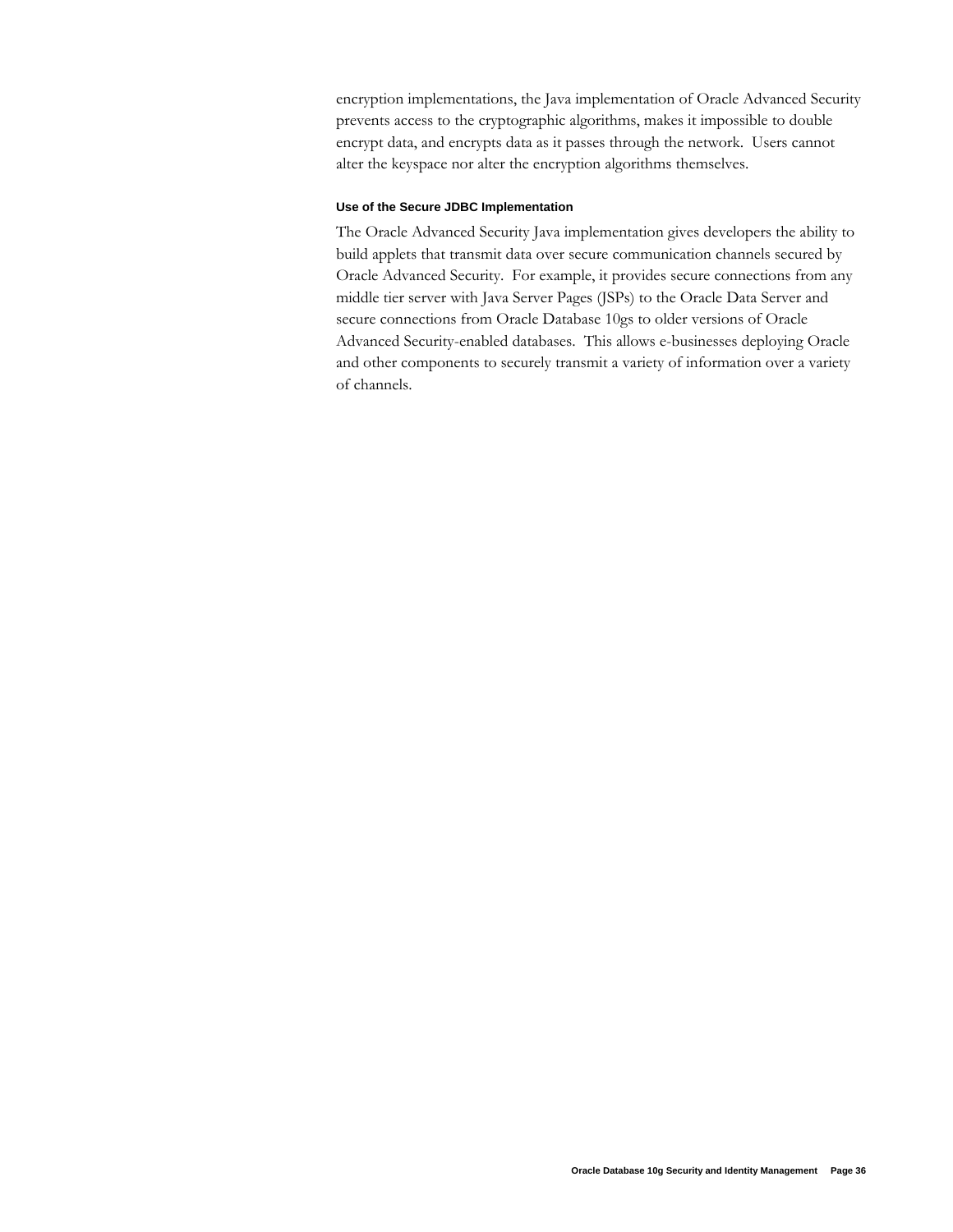encryption implementations, the Java implementation of Oracle Advanced Security prevents access to the cryptographic algorithms, makes it impossible to double encrypt data, and encrypts data as it passes through the network. Users cannot alter the keyspace nor alter the encryption algorithms themselves.

#### Use of the Secure JDBC Implementation

The Oracle Advanced Security Java implementation gives developers the ability to build applets that transmit data over secure communication channels secured by Oracle Advanced Security. For example, it provides secure connections from any middle tier server with Java Server Pages (JSPs) to the Oracle Data Server and secure connections from Oracle Database 10gs to older versions of Oracle Advanced Security-enabled databases. This allows e-businesses deploying Oracle and other components to securely transmit a variety of information over a variety of channels.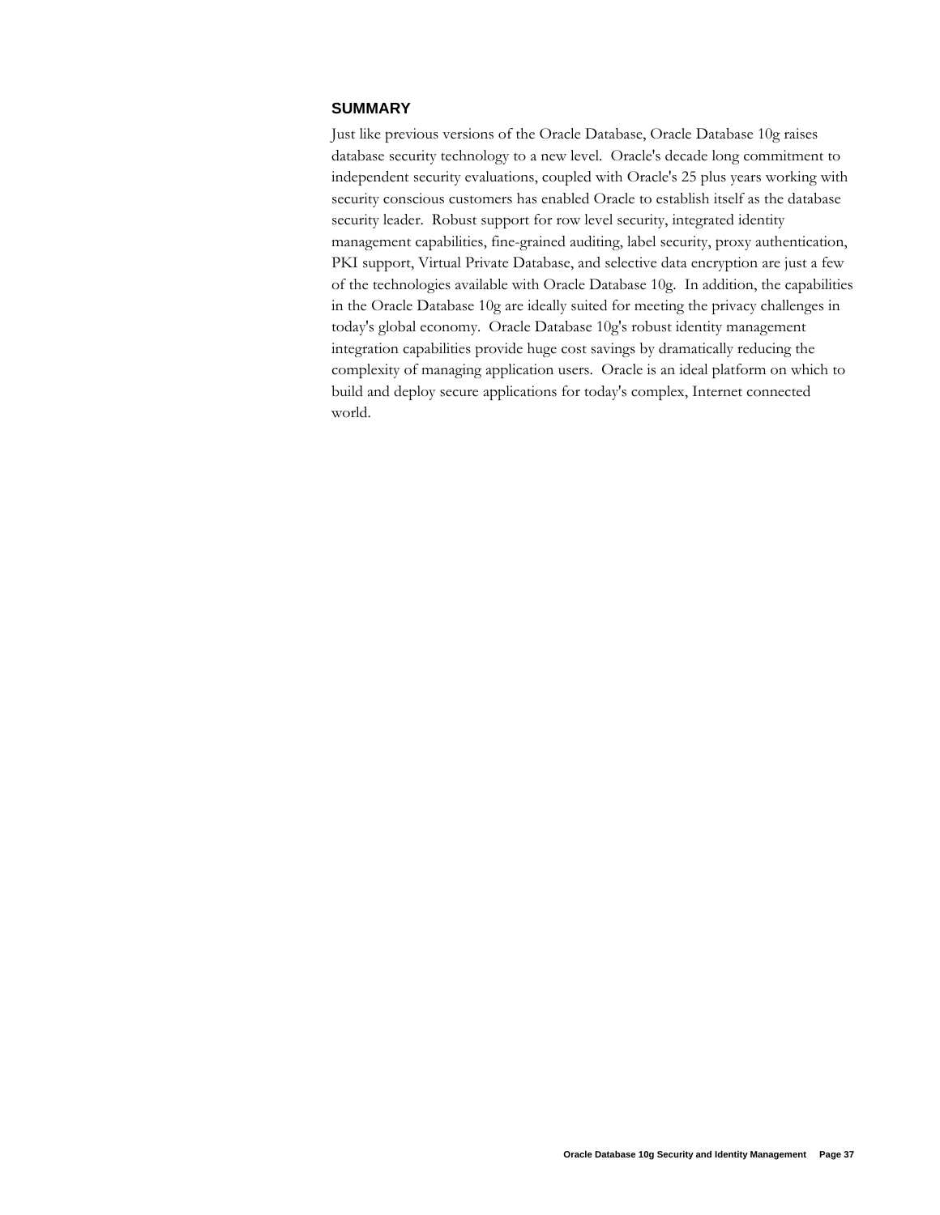## SUMMARY

Just like previous versions of the Oracle Database, Oracle Database 10g raises database security technology to a new level. Oracle's decade long commitment to independent security evaluations, coupled with Oracle's 25 plus years working with security conscious customers has enabled Oracle to establish itself as the database security leader. Robust support for row level security, integrated identity management capabilities, fine-grained auditing, label security, proxy authentication, PKI support, Virtual Private Database, and selective data encryption are just a few of the technologies available with Oracle Database 10g. In addition, the capabilities in the Oracle Database 10g are ideally suited for meeting the privacy challenges in today's global economy. Oracle Database 10g's robust identity management integration capabilities provide huge cost savings by dramatically reducing the complexity of managing application users. Oracle is an ideal platform on which to build and deploy secure applications for today's complex, Internet connected world.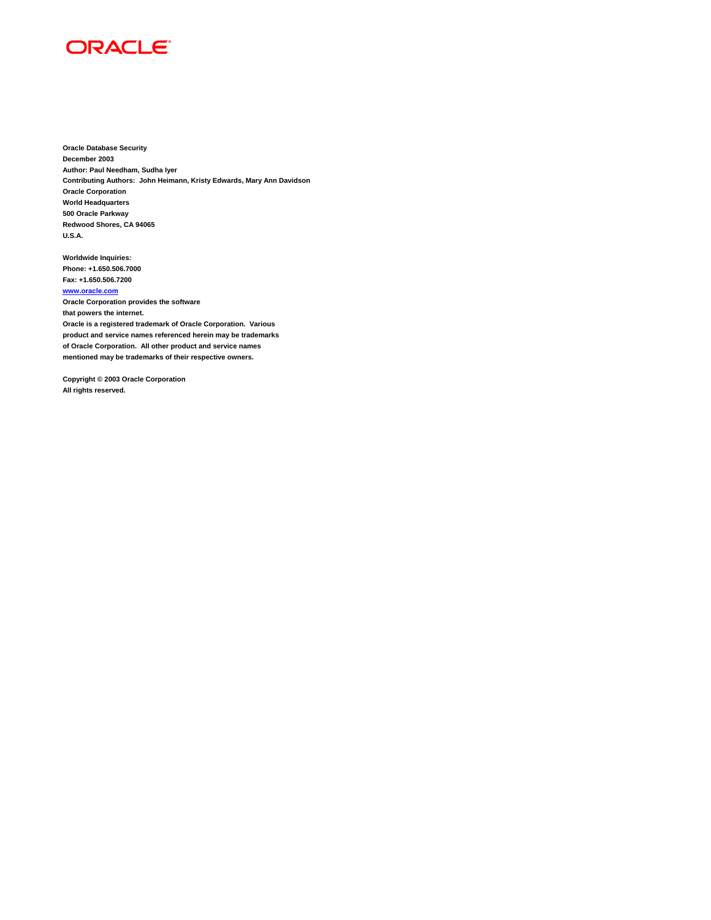ORACLE

**Oracle Database Security**
**December 2003**
**Author: Paul Needham, Sudha Iyer**
**Contributing Authors: John Heimann, Kristy Edwards, Mary Ann Davidson**
**Oracle Corporation**
**World Headquarters**
**500 Oracle Parkway**
**Redwood Shores, CA 94065**
**U.S.A.**

**Worldwide Inquiries:**
**Phone: +1.650.506.7000**
**Fax: +1.650.506.7200**
**www.oracle.com**
**Oracle Corporation provides the software**
**that powers the internet.**
**Oracle is a registered trademark of Oracle Corporation. Various**
**product and service names referenced herein may be trademarks**
**of Oracle Corporation. All other product and service names**
**mentioned may be trademarks of their respective owners.**

**Copyright © 2003 Oracle Corporation**
**All rights reserved.**